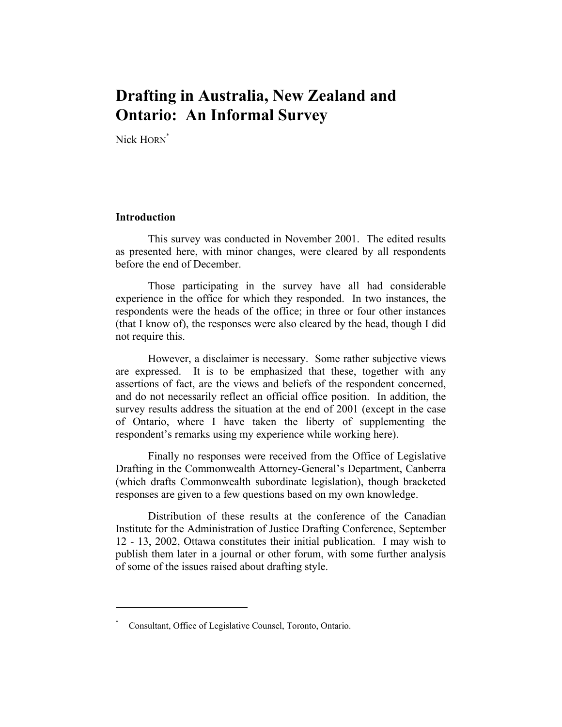# Drafting in Australia, New Zealand and Ontario: An Informal Survey

Nick HORN[*]

## Introduction

This survey was conducted in November 2001. The edited results as presented here, with minor changes, were cleared by all respondents before the end of December.

Those participating in the survey have all had considerable experience in the office for which they responded. In two instances, the respondents were the heads of the office; in three or four other instances (that I know of), the responses were also cleared by the head, though I did not require this.

However, a disclaimer is necessary. Some rather subjective views are expressed. It is to be emphasized that these, together with any assertions of fact, are the views and beliefs of the respondent concerned, and do not necessarily reflect an official office position. In addition, the survey results address the situation at the end of 2001 (except in the case of Ontario, where I have taken the liberty of supplementing the respondent's remarks using my experience while working here).

Finally no responses were received from the Office of Legislative Drafting in the Commonwealth Attorney-General's Department, Canberra (which drafts Commonwealth subordinate legislation), though bracketed responses are given to a few questions based on my own knowledge.

Distribution of these results at the conference of the Canadian Institute for the Administration of Justice Drafting Conference, September 12 - 13, 2002, Ottawa constitutes their initial publication. I may wish to publish them later in a journal or other forum, with some further analysis of some of the issues raised about drafting style.

---

[*] Consultant, Office of Legislative Counsel, Toronto, Ontario.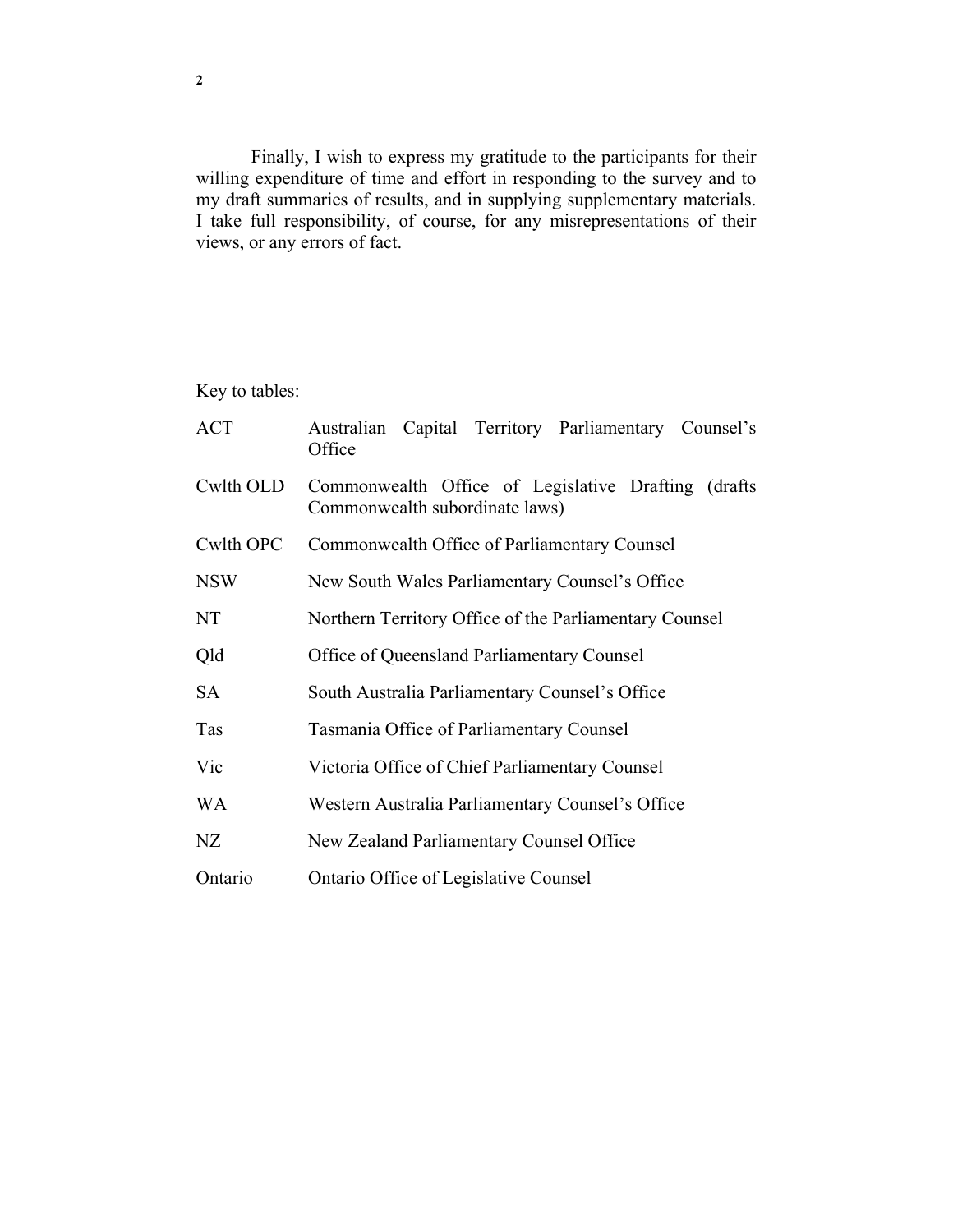Finally, I wish to express my gratitude to the participants for their willing expenditure of time and effort in responding to the survey and to my draft summaries of results, and in supplying supplementary materials. I take full responsibility, of course, for any misrepresentations of their views, or any errors of fact.

Key to tables:

| | |
|---|---|
| ACT | Australian Capital Territory Parliamentary Counsel's Office |
| Cwlth OLD | Commonwealth Office of Legislative Drafting (drafts Commonwealth subordinate laws) |
| Cwlth OPC | Commonwealth Office of Parliamentary Counsel |
| NSW | New South Wales Parliamentary Counsel's Office |
| NT | Northern Territory Office of the Parliamentary Counsel |
| Qld | Office of Queensland Parliamentary Counsel |
| SA | South Australia Parliamentary Counsel's Office |
| Tas | Tasmania Office of Parliamentary Counsel |
| Vic | Victoria Office of Chief Parliamentary Counsel |
| WA | Western Australia Parliamentary Counsel's Office |
| NZ | New Zealand Parliamentary Counsel Office |
| Ontario | Ontario Office of Legislative Counsel |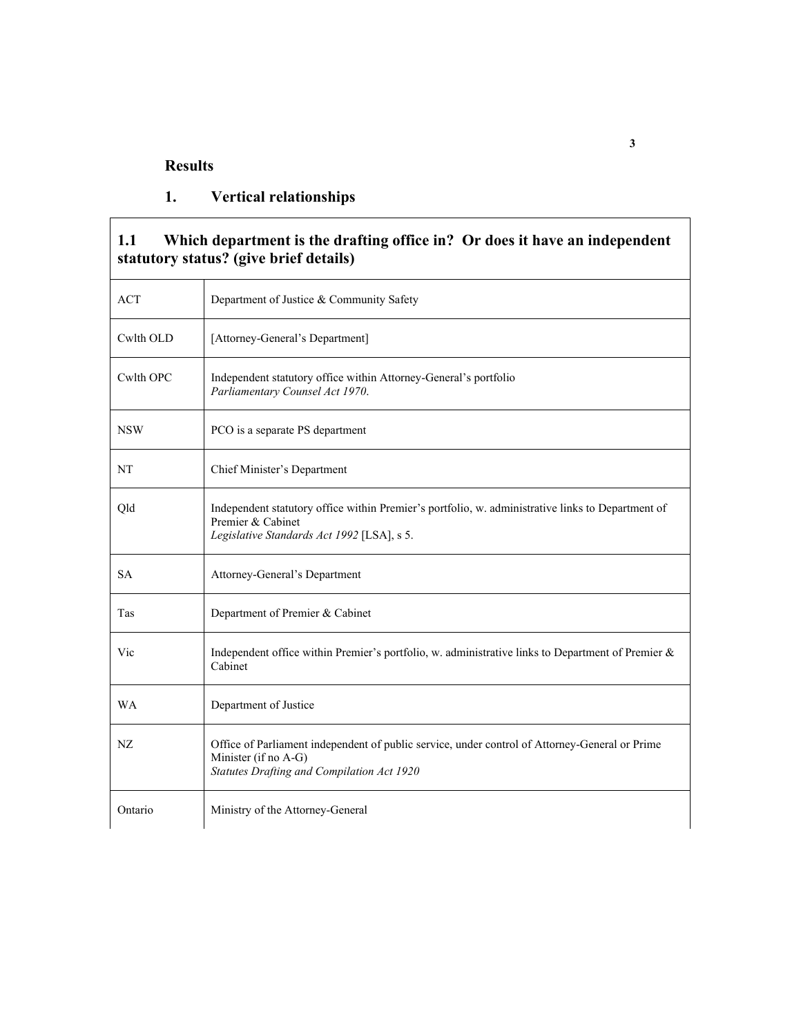## Results

### 1. Vertical relationships

| 1.1 Which department is the drafting office in? Or does it have an independent statutory status? (give brief details) | |
|---|---|
| ACT | Department of Justice & Community Safety |
| Cwlth OLD | [Attorney-General's Department] |
| Cwlth OPC | Independent statutory office within Attorney-General's portfolio<br>*Parliamentary Counsel Act 1970*. |
| NSW | PCO is a separate PS department |
| NT | Chief Minister's Department |
| Qld | Independent statutory office within Premier's portfolio, w. administrative links to Department of Premier & Cabinet<br>*Legislative Standards Act 1992* [LSA], s 5. |
| SA | Attorney-General's Department |
| Tas | Department of Premier & Cabinet |
| Vic | Independent office within Premier's portfolio, w. administrative links to Department of Premier & Cabinet |
| WA | Department of Justice |
| NZ | Office of Parliament independent of public service, under control of Attorney-General or Prime Minister (if no A-G)<br>*Statutes Drafting and Compilation Act 1920* |
| Ontario | Ministry of the Attorney-General |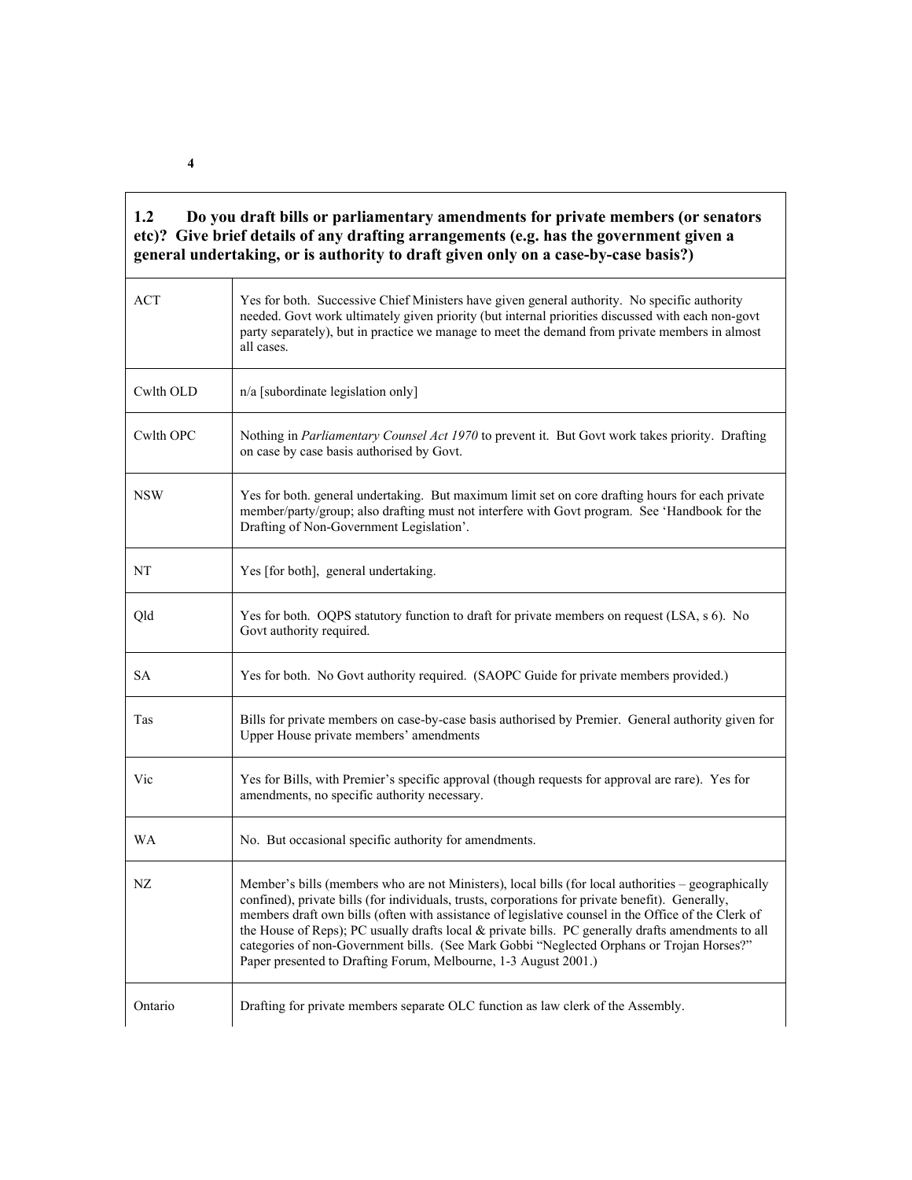| **1.2 Do you draft bills or parliamentary amendments for private members (or senators etc)? Give brief details of any drafting arrangements (e.g. has the government given a general undertaking, or is authority to draft given only on a case-by-case basis?)** | |
|---|---|
| ACT | Yes for both. Successive Chief Ministers have given general authority. No specific authority needed. Govt work ultimately given priority (but internal priorities discussed with each non-govt party separately), but in practice we manage to meet the demand from private members in almost all cases. |
| Cwlth OLD | n/a [subordinate legislation only] |
| Cwlth OPC | Nothing in *Parliamentary Counsel Act 1970* to prevent it. But Govt work takes priority. Drafting on case by case basis authorised by Govt. |
| NSW | Yes for both. general undertaking. But maximum limit set on core drafting hours for each private member/party/group; also drafting must not interfere with Govt program. See 'Handbook for the Drafting of Non-Government Legislation'. |
| NT | Yes [for both], general undertaking. |
| Qld | Yes for both. OQPS statutory function to draft for private members on request (LSA, s 6). No Govt authority required. |
| SA | Yes for both. No Govt authority required. (SAOPC Guide for private members provided.) |
| Tas | Bills for private members on case-by-case basis authorised by Premier. General authority given for Upper House private members' amendments |
| Vic | Yes for Bills, with Premier's specific approval (though requests for approval are rare). Yes for amendments, no specific authority necessary. |
| WA | No. But occasional specific authority for amendments. |
| NZ | Member's bills (members who are not Ministers), local bills (for local authorities – geographically confined), private bills (for individuals, trusts, corporations for private benefit). Generally, members draft own bills (often with assistance of legislative counsel in the Office of the Clerk of the House of Reps); PC usually drafts local & private bills. PC generally drafts amendments to all categories of non-Government bills. (See Mark Gobbi "Neglected Orphans or Trojan Horses?" Paper presented to Drafting Forum, Melbourne, 1-3 August 2001.) |
| Ontario | Drafting for private members separate OLC function as law clerk of the Assembly. |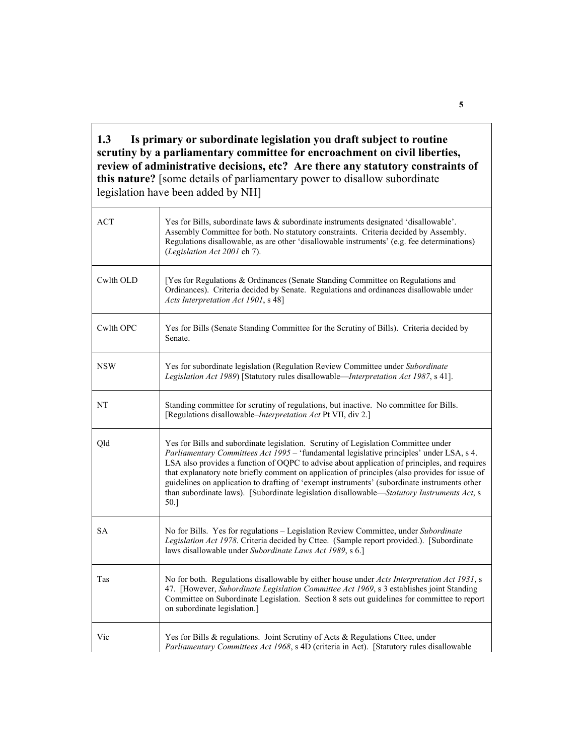**1.3 Is primary or subordinate legislation you draft subject to routine scrutiny by a parliamentary committee for encroachment on civil liberties, review of administrative decisions, etc? Are there any statutory constraints of this nature?** [some details of parliamentary power to disallow subordinate legislation have been added by NH]

| | |
|---|---|
| ACT | Yes for Bills, subordinate laws & subordinate instruments designated 'disallowable'. Assembly Committee for both. No statutory constraints. Criteria decided by Assembly. Regulations disallowable, as are other 'disallowable instruments' (e.g. fee determinations) (*Legislation Act 2001* ch 7). |
| Cwlth OLD | [Yes for Regulations & Ordinances (Senate Standing Committee on Regulations and Ordinances). Criteria decided by Senate. Regulations and ordinances disallowable under *Acts Interpretation Act 1901*, s 48] |
| Cwlth OPC | Yes for Bills (Senate Standing Committee for the Scrutiny of Bills). Criteria decided by Senate. |
| NSW | Yes for subordinate legislation (Regulation Review Committee under *Subordinate Legislation Act 1989*) [Statutory rules disallowable—*Interpretation Act 1987*, s 41]. |
| NT | Standing committee for scrutiny of regulations, but inactive. No committee for Bills. [Regulations disallowable–*Interpretation Act* Pt VII, div 2.] |
| Qld | Yes for Bills and subordinate legislation. Scrutiny of Legislation Committee under *Parliamentary Committees Act 1995* – 'fundamental legislative principles' under LSA, s 4. LSA also provides a function of OQPC to advise about application of principles, and requires that explanatory note briefly comment on application of principles (also provides for issue of guidelines on application to drafting of 'exempt instruments' (subordinate instruments other than subordinate laws). [Subordinate legislation disallowable—*Statutory Instruments Act*, s 50.] |
| SA | No for Bills. Yes for regulations – Legislation Review Committee, under *Subordinate Legislation Act 1978*. Criteria decided by Cttee. (Sample report provided.). [Subordinate laws disallowable under *Subordinate Laws Act 1989*, s 6.] |
| Tas | No for both. Regulations disallowable by either house under *Acts Interpretation Act 1931*, s 47. [However, *Subordinate Legislation Committee Act 1969*, s 3 establishes joint Standing Committee on Subordinate Legislation. Section 8 sets out guidelines for committee to report on subordinate legislation.] |
| Vic | Yes for Bills & regulations. Joint Scrutiny of Acts & Regulations Cttee, under *Parliamentary Committees Act 1968*, s 4D (criteria in Act). [Statutory rules disallowable |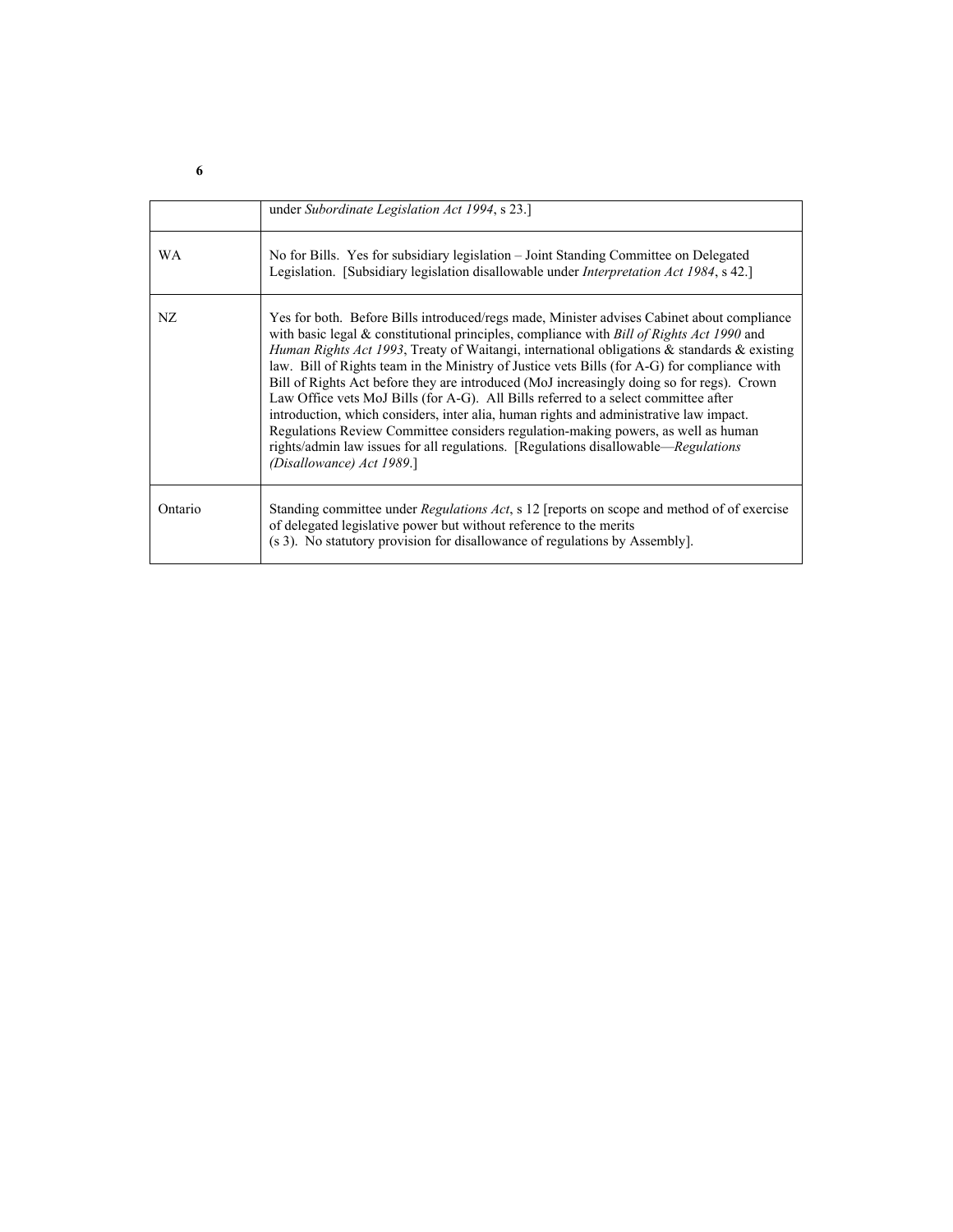| | |
|---|---|
| | under *Subordinate Legislation Act 1994*, s 23.] |
| WA | No for Bills. Yes for subsidiary legislation – Joint Standing Committee on Delegated Legislation. [Subsidiary legislation disallowable under *Interpretation Act 1984*, s 42.] |
| NZ | Yes for both. Before Bills introduced/regs made, Minister advises Cabinet about compliance with basic legal & constitutional principles, compliance with *Bill of Rights Act 1990* and *Human Rights Act 1993*, Treaty of Waitangi, international obligations & standards & existing law. Bill of Rights team in the Ministry of Justice vets Bills (for A-G) for compliance with Bill of Rights Act before they are introduced (MoJ increasingly doing so for regs). Crown Law Office vets MoJ Bills (for A-G). All Bills referred to a select committee after introduction, which considers, inter alia, human rights and administrative law impact. Regulations Review Committee considers regulation-making powers, as well as human rights/admin law issues for all regulations. [Regulations disallowable—*Regulations (Disallowance) Act 1989*.] |
| Ontario | Standing committee under *Regulations Act*, s 12 [reports on scope and method of of exercise of delegated legislative power but without reference to the merits (s 3). No statutory provision for disallowance of regulations by Assembly]. |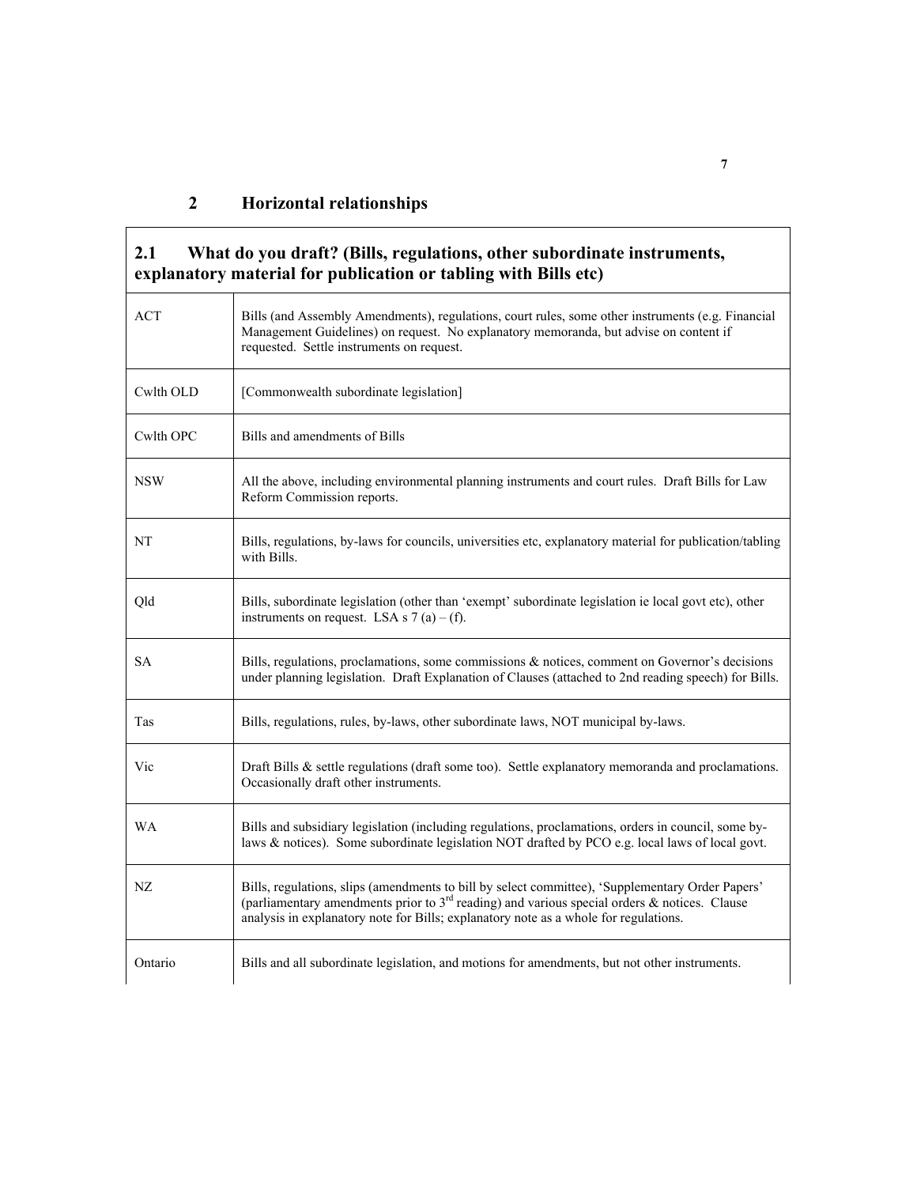## 2 Horizontal relationships

| 2.1 What do you draft? (Bills, regulations, other subordinate instruments, explanatory material for publication or tabling with Bills etc) | |
|---|---|
| ACT | Bills (and Assembly Amendments), regulations, court rules, some other instruments (e.g. Financial Management Guidelines) on request. No explanatory memoranda, but advise on content if requested. Settle instruments on request. |
| Cwlth OLD | [Commonwealth subordinate legislation] |
| Cwlth OPC | Bills and amendments of Bills |
| NSW | All the above, including environmental planning instruments and court rules. Draft Bills for Law Reform Commission reports. |
| NT | Bills, regulations, by-laws for councils, universities etc, explanatory material for publication/tabling with Bills. |
| Qld | Bills, subordinate legislation (other than 'exempt' subordinate legislation ie local govt etc), other instruments on request. LSA s 7 (a) – (f). |
| SA | Bills, regulations, proclamations, some commissions & notices, comment on Governor's decisions under planning legislation. Draft Explanation of Clauses (attached to 2nd reading speech) for Bills. |
| Tas | Bills, regulations, rules, by-laws, other subordinate laws, NOT municipal by-laws. |
| Vic | Draft Bills & settle regulations (draft some too). Settle explanatory memoranda and proclamations. Occasionally draft other instruments. |
| WA | Bills and subsidiary legislation (including regulations, proclamations, orders in council, some by-laws & notices). Some subordinate legislation NOT drafted by PCO e.g. local laws of local govt. |
| NZ | Bills, regulations, slips (amendments to bill by select committee), 'Supplementary Order Papers' (parliamentary amendments prior to 3rd reading) and various special orders & notices. Clause analysis in explanatory note for Bills; explanatory note as a whole for regulations. |
| Ontario | Bills and all subordinate legislation, and motions for amendments, but not other instruments. |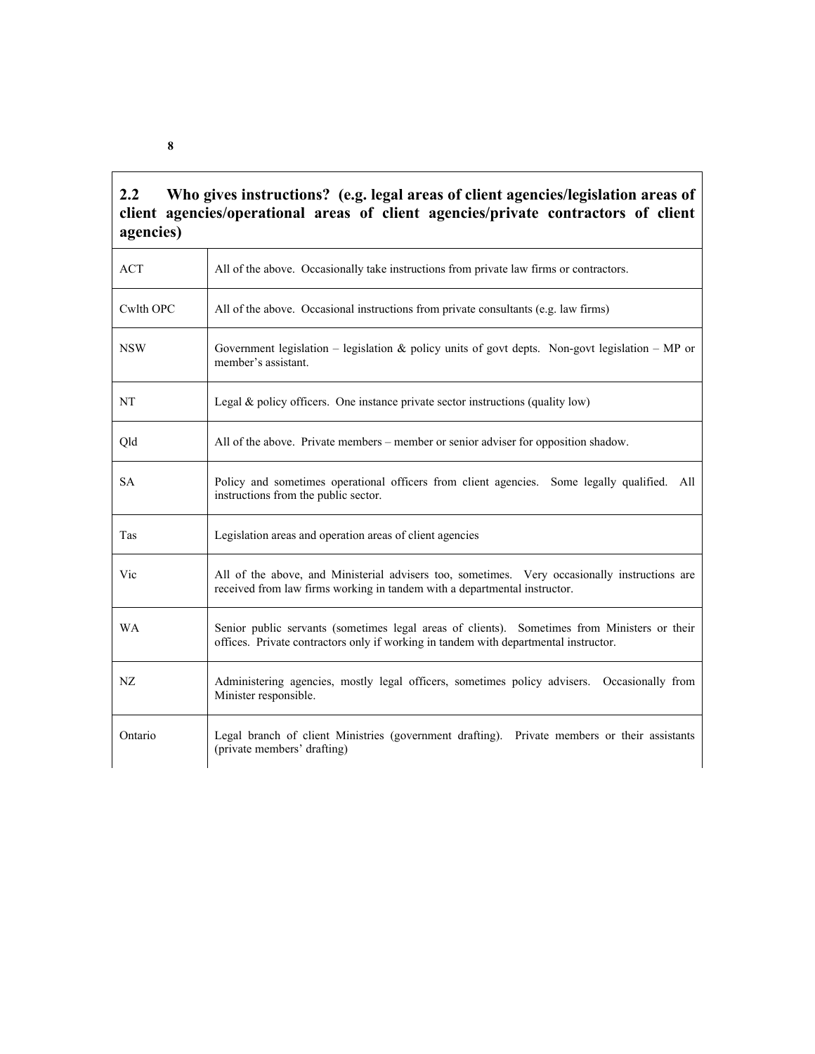| **2.2 Who gives instructions? (e.g. legal areas of client agencies/legislation areas of client agencies/operational areas of client agencies/private contractors of client agencies)** | |
|---|---|
| ACT | All of the above. Occasionally take instructions from private law firms or contractors. |
| Cwlth OPC | All of the above. Occasional instructions from private consultants (e.g. law firms) |
| NSW | Government legislation – legislation & policy units of govt depts. Non-govt legislation – MP or member's assistant. |
| NT | Legal & policy officers. One instance private sector instructions (quality low) |
| Qld | All of the above. Private members – member or senior adviser for opposition shadow. |
| SA | Policy and sometimes operational officers from client agencies. Some legally qualified. All instructions from the public sector. |
| Tas | Legislation areas and operation areas of client agencies |
| Vic | All of the above, and Ministerial advisers too, sometimes. Very occasionally instructions are received from law firms working in tandem with a departmental instructor. |
| WA | Senior public servants (sometimes legal areas of clients). Sometimes from Ministers or their offices. Private contractors only if working in tandem with departmental instructor. |
| NZ | Administering agencies, mostly legal officers, sometimes policy advisers. Occasionally from Minister responsible. |
| Ontario | Legal branch of client Ministries (government drafting). Private members or their assistants (private members' drafting) |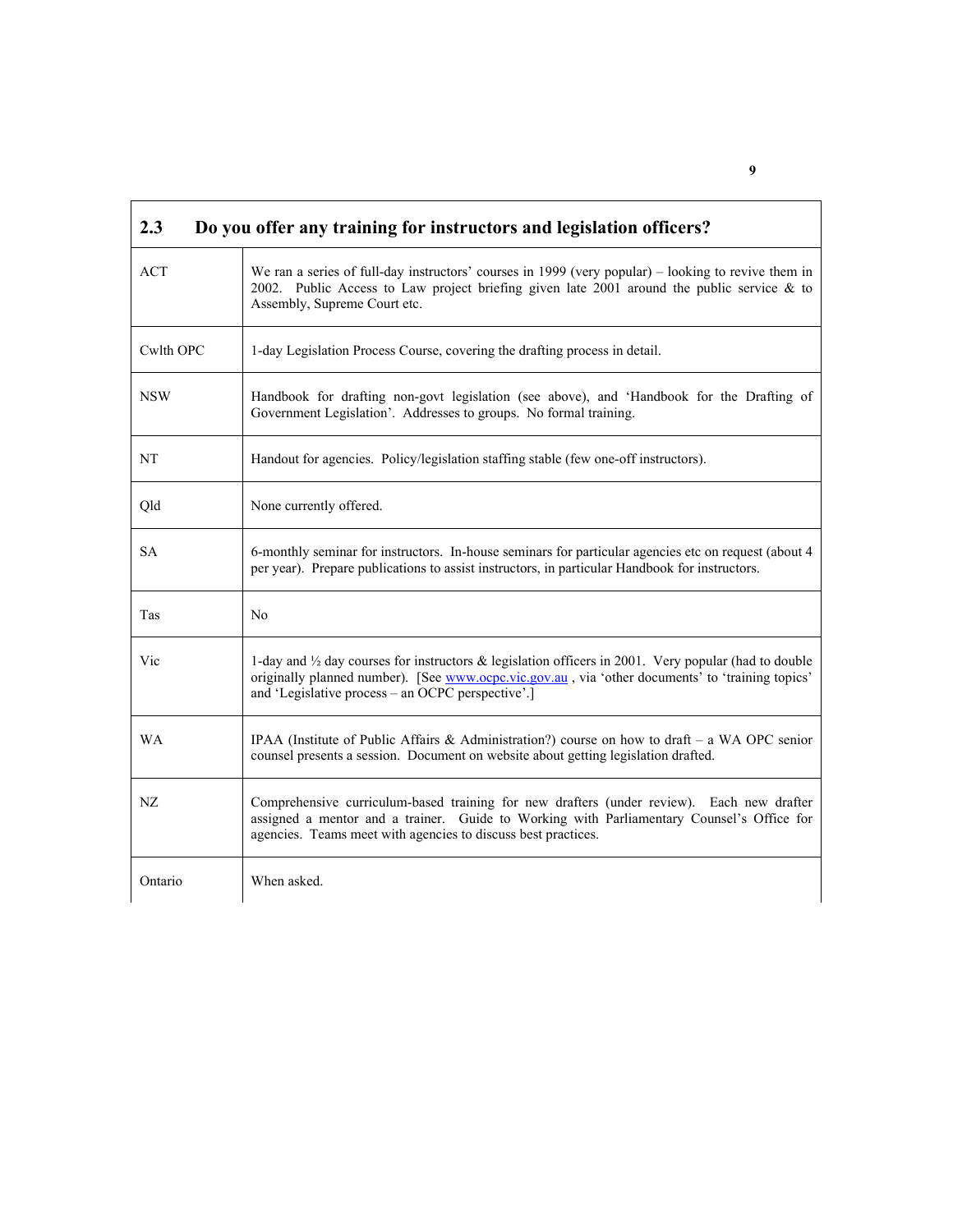| 2.3 | Do you offer any training for instructors and legislation officers? |
|---|---|
| ACT | We ran a series of full-day instructors' courses in 1999 (very popular) – looking to revive them in 2002. Public Access to Law project briefing given late 2001 around the public service & to Assembly, Supreme Court etc. |
| Cwlth OPC | 1-day Legislation Process Course, covering the drafting process in detail. |
| NSW | Handbook for drafting non-govt legislation (see above), and 'Handbook for the Drafting of Government Legislation'. Addresses to groups. No formal training. |
| NT | Handout for agencies. Policy/legislation staffing stable (few one-off instructors). |
| Qld | None currently offered. |
| SA | 6-monthly seminar for instructors. In-house seminars for particular agencies etc on request (about 4 per year). Prepare publications to assist instructors, in particular Handbook for instructors. |
| Tas | No |
| Vic | 1-day and ½ day courses for instructors & legislation officers in 2001. Very popular (had to double originally planned number). [See www.ocpc.vic.gov.au , via 'other documents' to 'training topics' and 'Legislative process – an OCPC perspective'.] |
| WA | IPAA (Institute of Public Affairs & Administration?) course on how to draft – a WA OPC senior counsel presents a session. Document on website about getting legislation drafted. |
| NZ | Comprehensive curriculum-based training for new drafters (under review). Each new drafter assigned a mentor and a trainer. Guide to Working with Parliamentary Counsel's Office for agencies. Teams meet with agencies to discuss best practices. |
| Ontario | When asked. |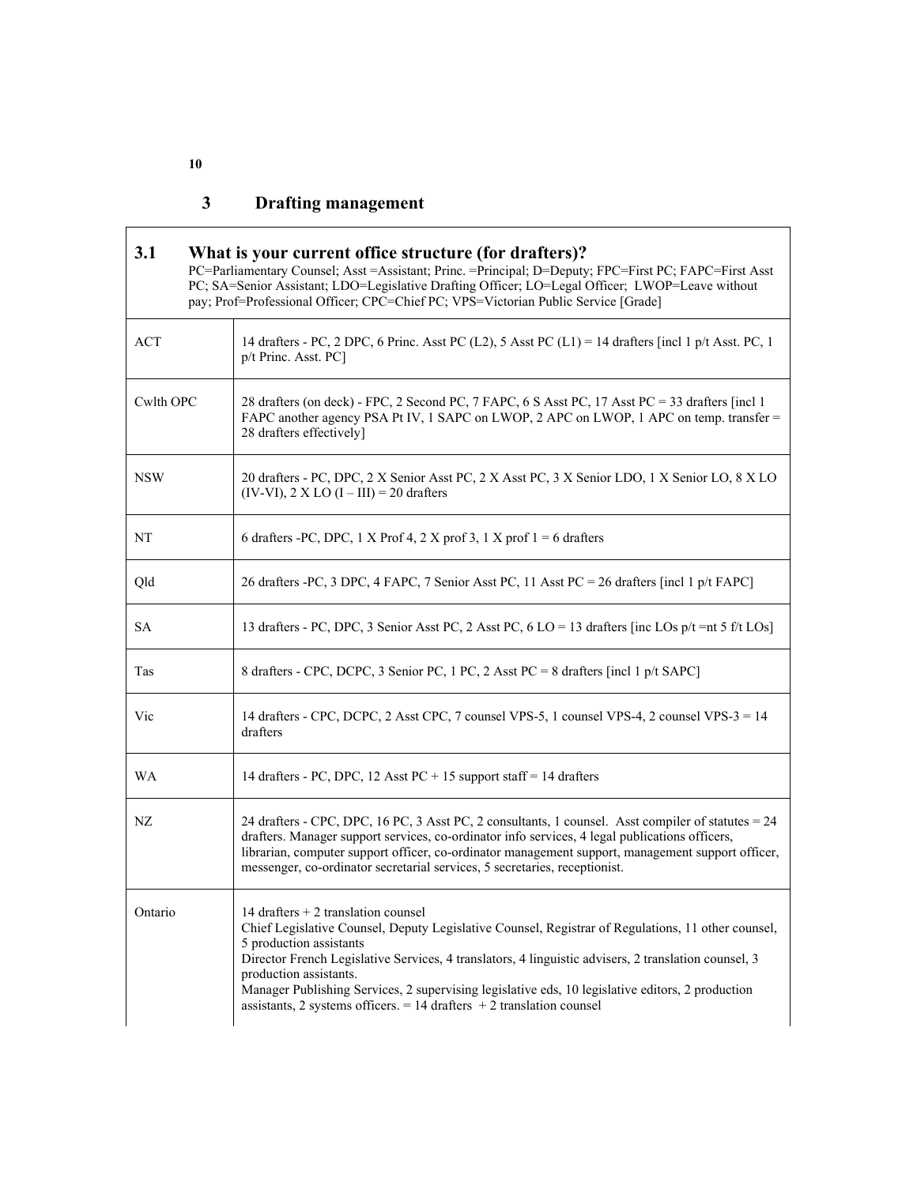## 3 Drafting management

| **3.1 What is your current office structure (for drafters)?** PC=Parliamentary Counsel; Asst =Assistant; Princ. =Principal; D=Deputy; FPC=First PC; FAPC=First Asst PC; SA=Senior Assistant; LDO=Legislative Drafting Officer; LO=Legal Officer; LWOP=Leave without pay; Prof=Professional Officer; CPC=Chief PC; VPS=Victorian Public Service [Grade] | |
|---|---|
| ACT | 14 drafters - PC, 2 DPC, 6 Princ. Asst PC (L2), 5 Asst PC (L1) = 14 drafters [incl 1 p/t Asst. PC, 1 p/t Princ. Asst. PC] |
| Cwlth OPC | 28 drafters (on deck) - FPC, 2 Second PC, 7 FAPC, 6 S Asst PC, 17 Asst PC = 33 drafters [incl 1 FAPC another agency PSA Pt IV, 1 SAPC on LWOP, 2 APC on LWOP, 1 APC on temp. transfer = 28 drafters effectively] |
| NSW | 20 drafters - PC, DPC, 2 X Senior Asst PC, 2 X Asst PC, 3 X Senior LDO, 1 X Senior LO, 8 X LO (IV-VI), 2 X LO (I – III) = 20 drafters |
| NT | 6 drafters -PC, DPC, 1 X Prof 4, 2 X prof 3, 1 X prof 1 = 6 drafters |
| Qld | 26 drafters -PC, 3 DPC, 4 FAPC, 7 Senior Asst PC, 11 Asst PC = 26 drafters [incl 1 p/t FAPC] |
| SA | 13 drafters - PC, DPC, 3 Senior Asst PC, 2 Asst PC, 6 LO = 13 drafters [inc LOs p/t =nt 5 f/t LOs] |
| Tas | 8 drafters - CPC, DCPC, 3 Senior PC, 1 PC, 2 Asst PC = 8 drafters [incl 1 p/t SAPC] |
| Vic | 14 drafters - CPC, DCPC, 2 Asst CPC, 7 counsel VPS-5, 1 counsel VPS-4, 2 counsel VPS-3 = 14 drafters |
| WA | 14 drafters - PC, DPC, 12 Asst PC + 15 support staff = 14 drafters |
| NZ | 24 drafters - CPC, DPC, 16 PC, 3 Asst PC, 2 consultants, 1 counsel. Asst compiler of statutes = 24 drafters. Manager support services, co-ordinator info services, 4 legal publications officers, librarian, computer support officer, co-ordinator management support, management support officer, messenger, co-ordinator secretarial services, 5 secretaries, receptionist. |
| Ontario | 14 drafters + 2 translation counsel<br>Chief Legislative Counsel, Deputy Legislative Counsel, Registrar of Regulations, 11 other counsel, 5 production assistants<br>Director French Legislative Services, 4 translators, 4 linguistic advisers, 2 translation counsel, 3 production assistants.<br>Manager Publishing Services, 2 supervising legislative eds, 10 legislative editors, 2 production assistants, 2 systems officers. = 14 drafters + 2 translation counsel |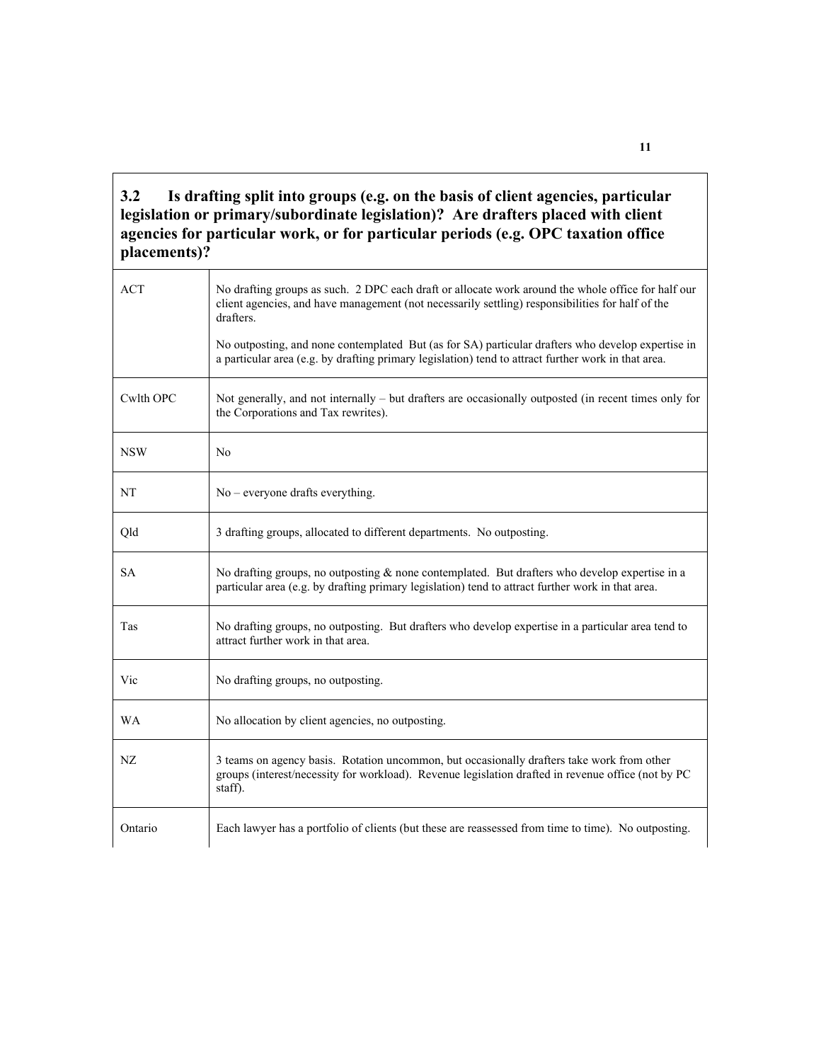### 3.2 Is drafting split into groups (e.g. on the basis of client agencies, particular legislation or primary/subordinate legislation)? Are drafters placed with client agencies for particular work, or for particular periods (e.g. OPC taxation office placements)?

| | |
|---|---|
| ACT | No drafting groups as such. 2 DPC each draft or allocate work around the whole office for half our client agencies, and have management (not necessarily settling) responsibilities for half of the drafters.<br><br>No outposting, and none contemplated But (as for SA) particular drafters who develop expertise in a particular area (e.g. by drafting primary legislation) tend to attract further work in that area. |
| Cwlth OPC | Not generally, and not internally – but drafters are occasionally outposted (in recent times only for the Corporations and Tax rewrites). |
| NSW | No |
| NT | No – everyone drafts everything. |
| Qld | 3 drafting groups, allocated to different departments. No outposting. |
| SA | No drafting groups, no outposting & none contemplated. But drafters who develop expertise in a particular area (e.g. by drafting primary legislation) tend to attract further work in that area. |
| Tas | No drafting groups, no outposting. But drafters who develop expertise in a particular area tend to attract further work in that area. |
| Vic | No drafting groups, no outposting. |
| WA | No allocation by client agencies, no outposting. |
| NZ | 3 teams on agency basis. Rotation uncommon, but occasionally drafters take work from other groups (interest/necessity for workload). Revenue legislation drafted in revenue office (not by PC staff). |
| Ontario | Each lawyer has a portfolio of clients (but these are reassessed from time to time). No outposting. |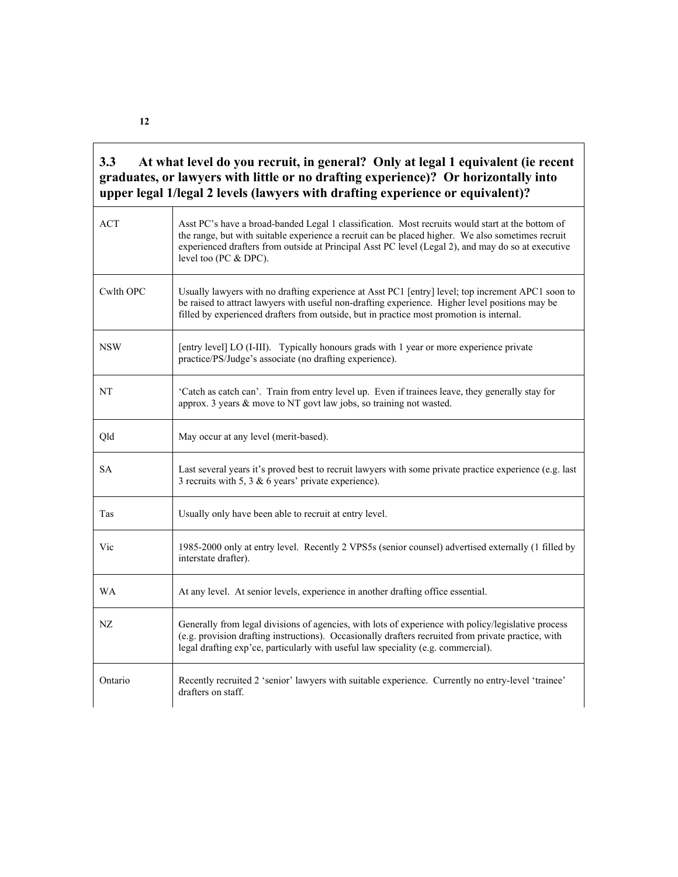| **3.3 At what level do you recruit, in general? Only at legal 1 equivalent (ie recent graduates, or lawyers with little or no drafting experience)? Or horizontally into upper legal 1/legal 2 levels (lawyers with drafting experience or equivalent)?** | |
|---|---|
| ACT | Asst PC's have a broad-banded Legal 1 classification. Most recruits would start at the bottom of the range, but with suitable experience a recruit can be placed higher. We also sometimes recruit experienced drafters from outside at Principal Asst PC level (Legal 2), and may do so at executive level too (PC & DPC). |
| Cwlth OPC | Usually lawyers with no drafting experience at Asst PC1 [entry] level; top increment APC1 soon to be raised to attract lawyers with useful non-drafting experience. Higher level positions may be filled by experienced drafters from outside, but in practice most promotion is internal. |
| NSW | [entry level] LO (I-III). Typically honours grads with 1 year or more experience private practice/PS/Judge's associate (no drafting experience). |
| NT | 'Catch as catch can'. Train from entry level up. Even if trainees leave, they generally stay for approx. 3 years & move to NT govt law jobs, so training not wasted. |
| Qld | May occur at any level (merit-based). |
| SA | Last several years it's proved best to recruit lawyers with some private practice experience (e.g. last 3 recruits with 5, 3 & 6 years' private experience). |
| Tas | Usually only have been able to recruit at entry level. |
| Vic | 1985-2000 only at entry level. Recently 2 VPS5s (senior counsel) advertised externally (1 filled by interstate drafter). |
| WA | At any level. At senior levels, experience in another drafting office essential. |
| NZ | Generally from legal divisions of agencies, with lots of experience with policy/legislative process (e.g. provision drafting instructions). Occasionally drafters recruited from private practice, with legal drafting exp'ce, particularly with useful law speciality (e.g. commercial). |
| Ontario | Recently recruited 2 'senior' lawyers with suitable experience. Currently no entry-level 'trainee' drafters on staff. |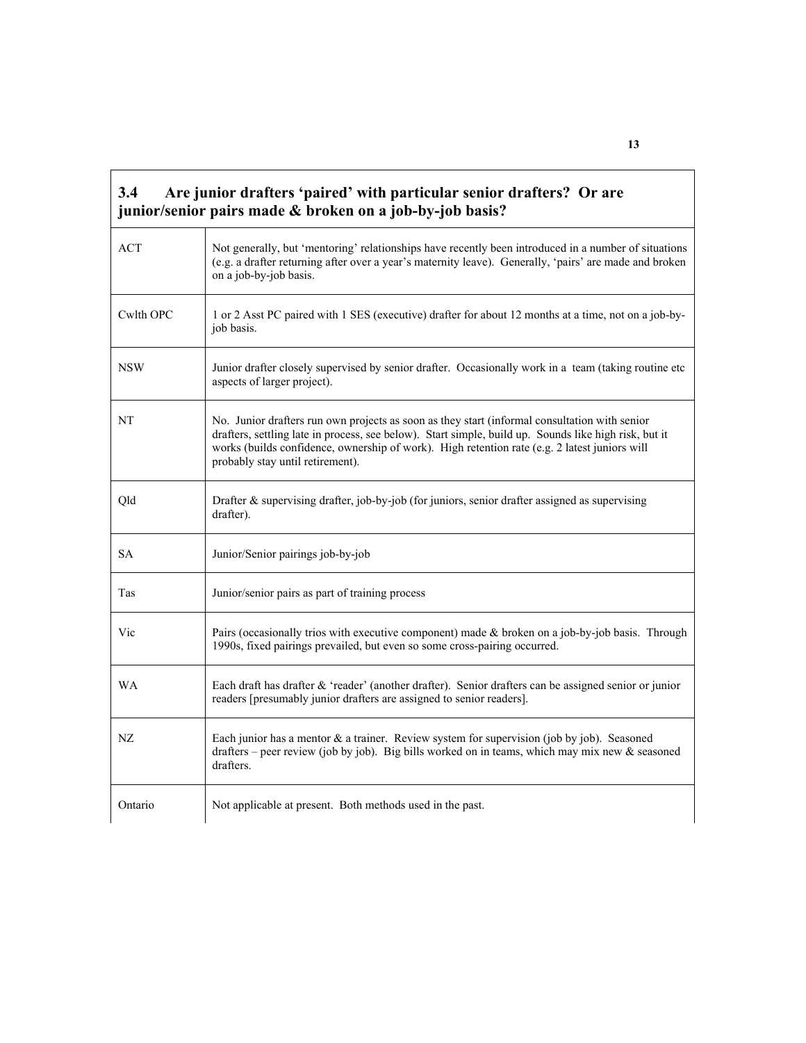| 3.4 Are junior drafters 'paired' with particular senior drafters? Or are junior/senior pairs made & broken on a job-by-job basis? | |
|---|---|
| ACT | Not generally, but 'mentoring' relationships have recently been introduced in a number of situations (e.g. a drafter returning after over a year's maternity leave). Generally, 'pairs' are made and broken on a job-by-job basis. |
| Cwlth OPC | 1 or 2 Asst PC paired with 1 SES (executive) drafter for about 12 months at a time, not on a job-by-job basis. |
| NSW | Junior drafter closely supervised by senior drafter. Occasionally work in a team (taking routine etc aspects of larger project). |
| NT | No. Junior drafters run own projects as soon as they start (informal consultation with senior drafters, settling late in process, see below). Start simple, build up. Sounds like high risk, but it works (builds confidence, ownership of work). High retention rate (e.g. 2 latest juniors will probably stay until retirement). |
| Qld | Drafter & supervising drafter, job-by-job (for juniors, senior drafter assigned as supervising drafter). |
| SA | Junior/Senior pairings job-by-job |
| Tas | Junior/senior pairs as part of training process |
| Vic | Pairs (occasionally trios with executive component) made & broken on a job-by-job basis. Through 1990s, fixed pairings prevailed, but even so some cross-pairing occurred. |
| WA | Each draft has drafter & 'reader' (another drafter). Senior drafters can be assigned senior or junior readers [presumably junior drafters are assigned to senior readers]. |
| NZ | Each junior has a mentor & a trainer. Review system for supervision (job by job). Seasoned drafters – peer review (job by job). Big bills worked on in teams, which may mix new & seasoned drafters. |
| Ontario | Not applicable at present. Both methods used in the past. |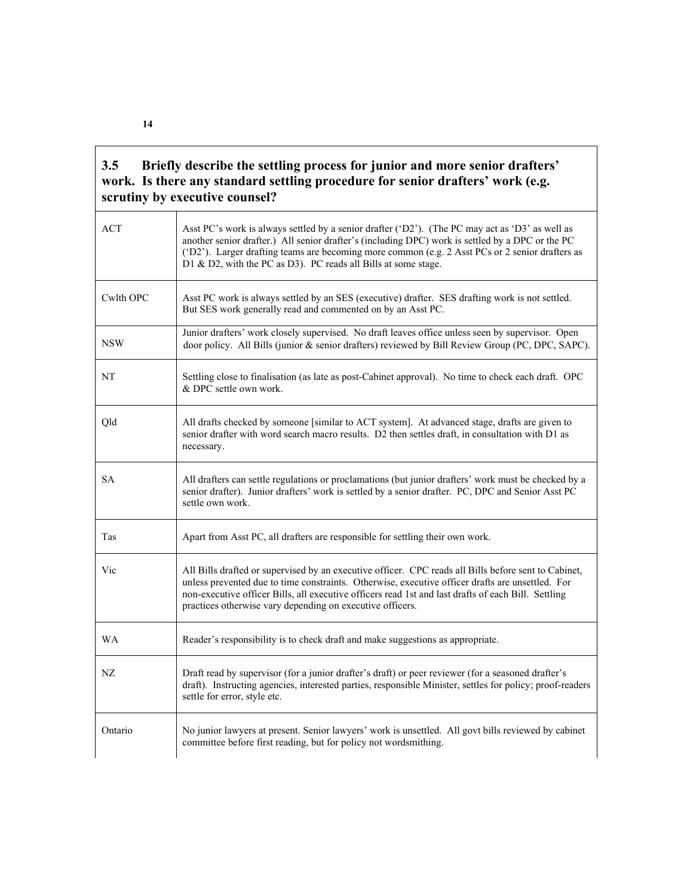| **3.5 Briefly describe the settling process for junior and more senior drafters' work. Is there any standard settling procedure for senior drafters' work (e.g. scrutiny by executive counsel?** | |
|---|---|
| ACT | Asst PC's work is always settled by a senior drafter ('D2'). (The PC may act as 'D3' as well as another senior drafter.) All senior drafter's (including DPC) work is settled by a DPC or the PC ('D2'). Larger drafting teams are becoming more common (e.g. 2 Asst PCs or 2 senior drafters as D1 & D2, with the PC as D3). PC reads all Bills at some stage. |
| Cwlth OPC | Asst PC work is always settled by an SES (executive) drafter. SES drafting work is not settled. But SES work generally read and commented on by an Asst PC. |
| NSW | Junior drafters' work closely supervised. No draft leaves office unless seen by supervisor. Open door policy. All Bills (junior & senior drafters) reviewed by Bill Review Group (PC, DPC, SAPC). |
| NT | Settling close to finalisation (as late as post-Cabinet approval). No time to check each draft. OPC & DPC settle own work. |
| Qld | All drafts checked by someone [similar to ACT system]. At advanced stage, drafts are given to senior drafter with word search macro results. D2 then settles draft, in consultation with D1 as necessary. |
| SA | All drafters can settle regulations or proclamations (but junior drafters' work must be checked by a senior drafter). Junior drafters' work is settled by a senior drafter. PC, DPC and Senior Asst PC settle own work. |
| Tas | Apart from Asst PC, all drafters are responsible for settling their own work. |
| Vic | All Bills drafted or supervised by an executive officer. CPC reads all Bills before sent to Cabinet, unless prevented due to time constraints. Otherwise, executive officer drafts are unsettled. For non-executive officer Bills, all executive officers read 1st and last drafts of each Bill. Settling practices otherwise vary depending on executive officers. |
| WA | Reader's responsibility is to check draft and make suggestions as appropriate. |
| NZ | Draft read by supervisor (for a junior drafter's draft) or peer reviewer (for a seasoned drafter's draft). Instructing agencies, interested parties, responsible Minister, settles for policy; proof-readers settle for error, style etc. |
| Ontario | No junior lawyers at present. Senior lawyers' work is unsettled. All govt bills reviewed by cabinet committee before first reading, but for policy not wordsmithing. |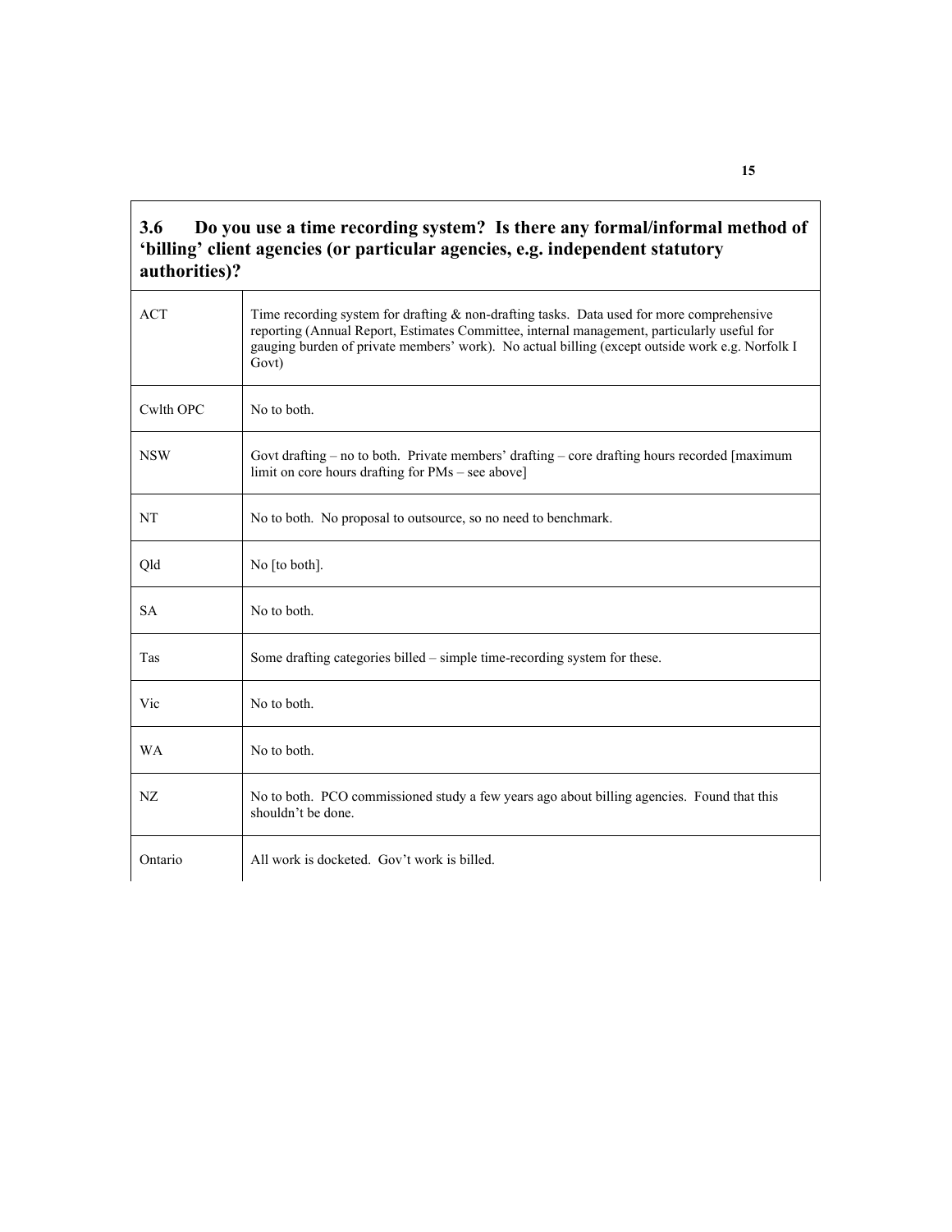### 3.6 Do you use a time recording system? Is there any formal/informal method of 'billing' client agencies (or particular agencies, e.g. independent statutory authorities)?

| | |
|---|---|
| ACT | Time recording system for drafting & non-drafting tasks. Data used for more comprehensive reporting (Annual Report, Estimates Committee, internal management, particularly useful for gauging burden of private members' work). No actual billing (except outside work e.g. Norfolk I Govt) |
| Cwlth OPC | No to both. |
| NSW | Govt drafting – no to both. Private members' drafting – core drafting hours recorded [maximum limit on core hours drafting for PMs – see above] |
| NT | No to both. No proposal to outsource, so no need to benchmark. |
| Qld | No [to both]. |
| SA | No to both. |
| Tas | Some drafting categories billed – simple time-recording system for these. |
| Vic | No to both. |
| WA | No to both. |
| NZ | No to both. PCO commissioned study a few years ago about billing agencies. Found that this shouldn't be done. |
| Ontario | All work is docketed. Gov't work is billed. |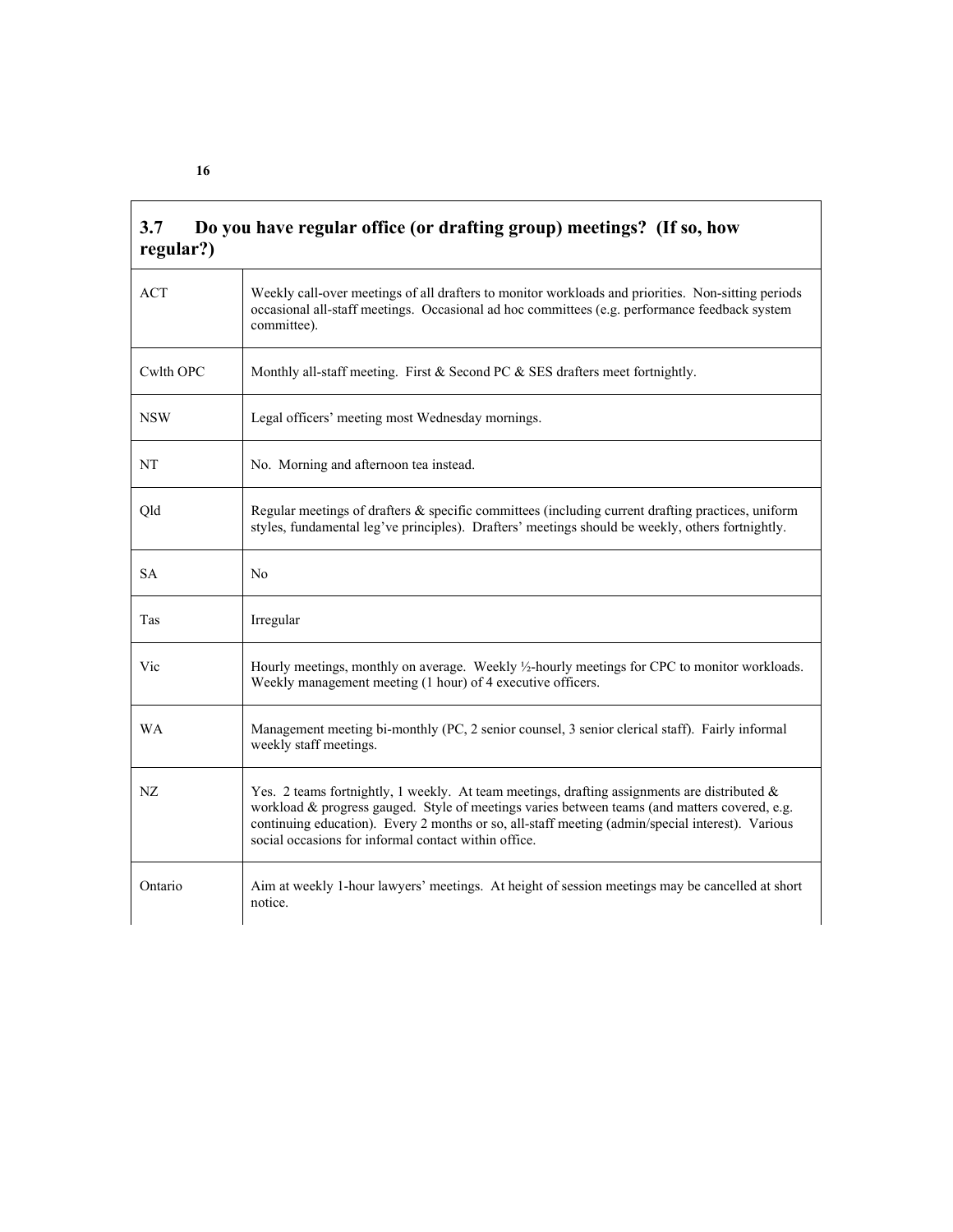| 3.7 Do you have regular office (or drafting group) meetings? (If so, how regular?) | |
|---|---|
| ACT | Weekly call-over meetings of all drafters to monitor workloads and priorities. Non-sitting periods occasional all-staff meetings. Occasional ad hoc committees (e.g. performance feedback system committee). |
| Cwlth OPC | Monthly all-staff meeting. First & Second PC & SES drafters meet fortnightly. |
| NSW | Legal officers' meeting most Wednesday mornings. |
| NT | No. Morning and afternoon tea instead. |
| Qld | Regular meetings of drafters & specific committees (including current drafting practices, uniform styles, fundamental leg've principles). Drafters' meetings should be weekly, others fortnightly. |
| SA | No |
| Tas | Irregular |
| Vic | Hourly meetings, monthly on average. Weekly ½-hourly meetings for CPC to monitor workloads. Weekly management meeting (1 hour) of 4 executive officers. |
| WA | Management meeting bi-monthly (PC, 2 senior counsel, 3 senior clerical staff). Fairly informal weekly staff meetings. |
| NZ | Yes. 2 teams fortnightly, 1 weekly. At team meetings, drafting assignments are distributed & workload & progress gauged. Style of meetings varies between teams (and matters covered, e.g. continuing education). Every 2 months or so, all-staff meeting (admin/special interest). Various social occasions for informal contact within office. |
| Ontario | Aim at weekly 1-hour lawyers' meetings. At height of session meetings may be cancelled at short notice. |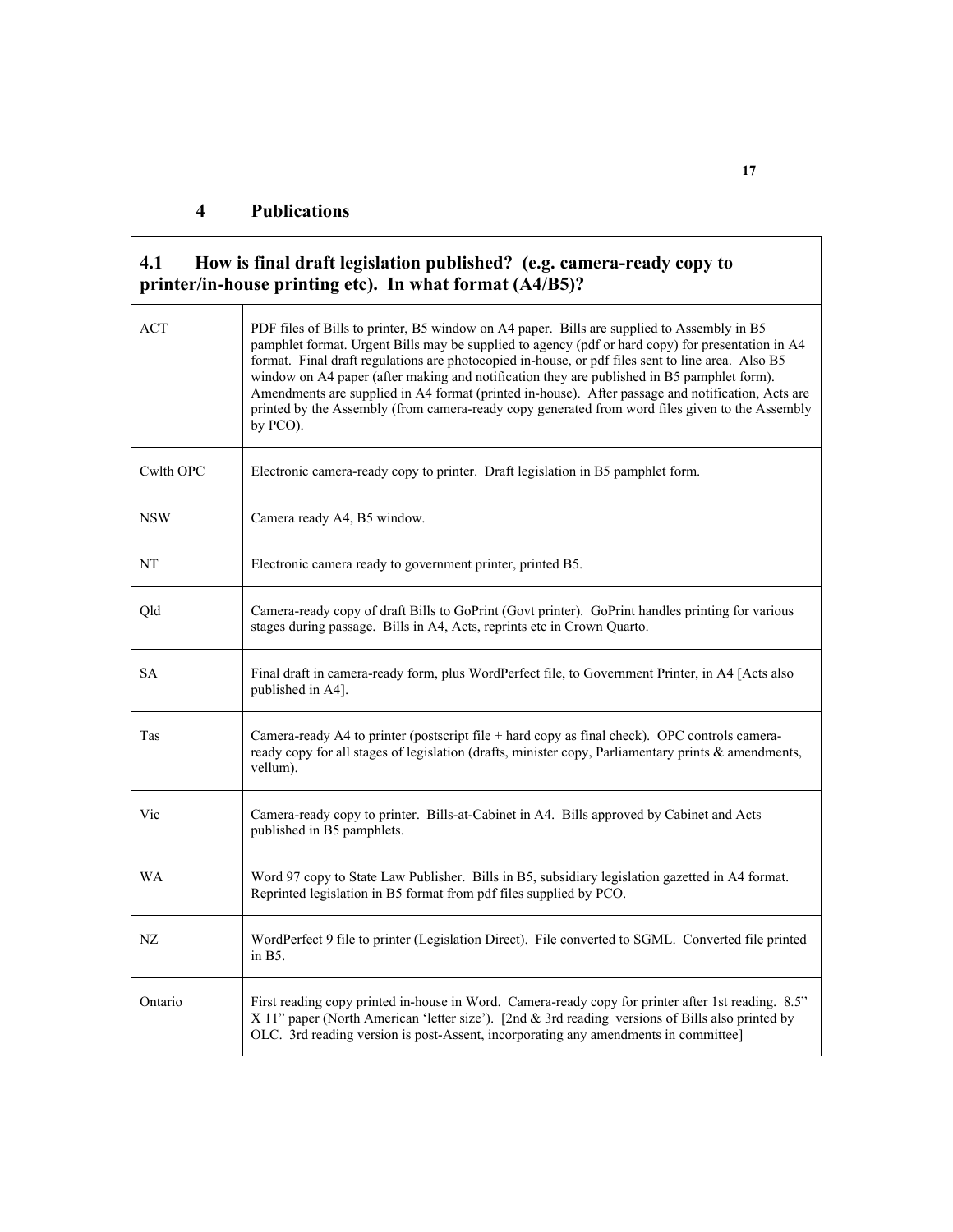# 4 Publications

| 4.1 How is final draft legislation published? (e.g. camera-ready copy to printer/in-house printing etc). In what format (A4/B5)? | |
|---|---|
| ACT | PDF files of Bills to printer, B5 window on A4 paper. Bills are supplied to Assembly in B5 pamphlet format. Urgent Bills may be supplied to agency (pdf or hard copy) for presentation in A4 format. Final draft regulations are photocopied in-house, or pdf files sent to line area. Also B5 window on A4 paper (after making and notification they are published in B5 pamphlet form). Amendments are supplied in A4 format (printed in-house). After passage and notification, Acts are printed by the Assembly (from camera-ready copy generated from word files given to the Assembly by PCO). |
| Cwlth OPC | Electronic camera-ready copy to printer. Draft legislation in B5 pamphlet form. |
| NSW | Camera ready A4, B5 window. |
| NT | Electronic camera ready to government printer, printed B5. |
| Qld | Camera-ready copy of draft Bills to GoPrint (Govt printer). GoPrint handles printing for various stages during passage. Bills in A4, Acts, reprints etc in Crown Quarto. |
| SA | Final draft in camera-ready form, plus WordPerfect file, to Government Printer, in A4 [Acts also published in A4]. |
| Tas | Camera-ready A4 to printer (postscript file + hard copy as final check). OPC controls camera-ready copy for all stages of legislation (drafts, minister copy, Parliamentary prints & amendments, vellum). |
| Vic | Camera-ready copy to printer. Bills-at-Cabinet in A4. Bills approved by Cabinet and Acts published in B5 pamphlets. |
| WA | Word 97 copy to State Law Publisher. Bills in B5, subsidiary legislation gazetted in A4 format. Reprinted legislation in B5 format from pdf files supplied by PCO. |
| NZ | WordPerfect 9 file to printer (Legislation Direct). File converted to SGML. Converted file printed in B5. |
| Ontario | First reading copy printed in-house in Word. Camera-ready copy for printer after 1st reading. 8.5" X 11" paper (North American 'letter size'). [2nd & 3rd reading versions of Bills also printed by OLC. 3rd reading version is post-Assent, incorporating any amendments in committee] |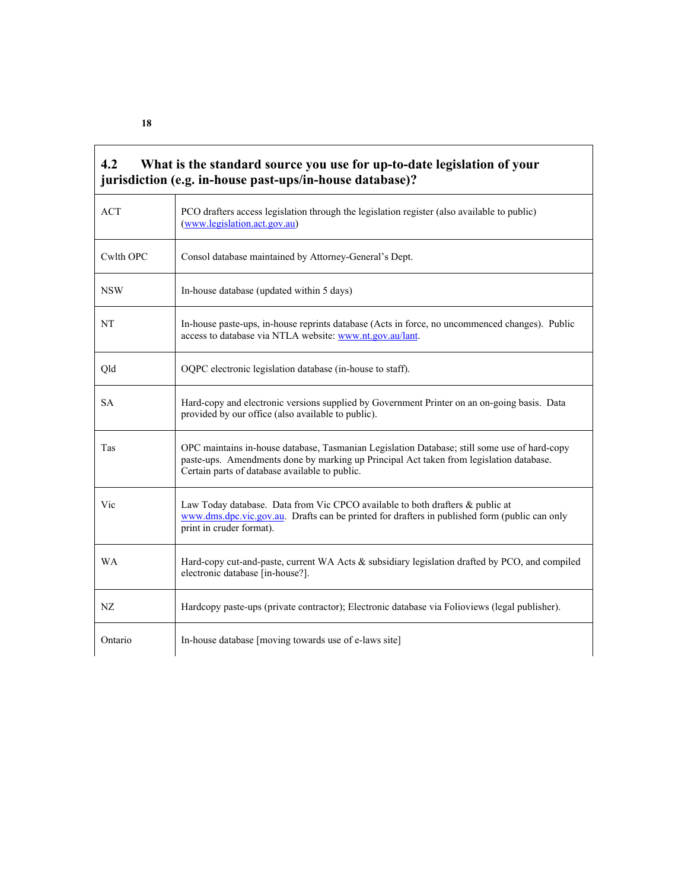| **4.2 What is the standard source you use for up-to-date legislation of your jurisdiction (e.g. in-house past-ups/in-house database)?** | |
|---|---|
| ACT | PCO drafters access legislation through the legislation register (also available to public) (www.legislation.act.gov.au) |
| Cwlth OPC | Consol database maintained by Attorney-General's Dept. |
| NSW | In-house database (updated within 5 days) |
| NT | In-house paste-ups, in-house reprints database (Acts in force, no uncommenced changes). Public access to database via NTLA website: www.nt.gov.au/lant. |
| Qld | OQPC electronic legislation database (in-house to staff). |
| SA | Hard-copy and electronic versions supplied by Government Printer on an on-going basis. Data provided by our office (also available to public). |
| Tas | OPC maintains in-house database, Tasmanian Legislation Database; still some use of hard-copy paste-ups. Amendments done by marking up Principal Act taken from legislation database. Certain parts of database available to public. |
| Vic | Law Today database. Data from Vic CPCO available to both drafters & public at www.dms.dpc.vic.gov.au. Drafts can be printed for drafters in published form (public can only print in cruder format). |
| WA | Hard-copy cut-and-paste, current WA Acts & subsidiary legislation drafted by PCO, and compiled electronic database [in-house?]. |
| NZ | Hardcopy paste-ups (private contractor); Electronic database via Folioviews (legal publisher). |
| Ontario | In-house database [moving towards use of e-laws site] |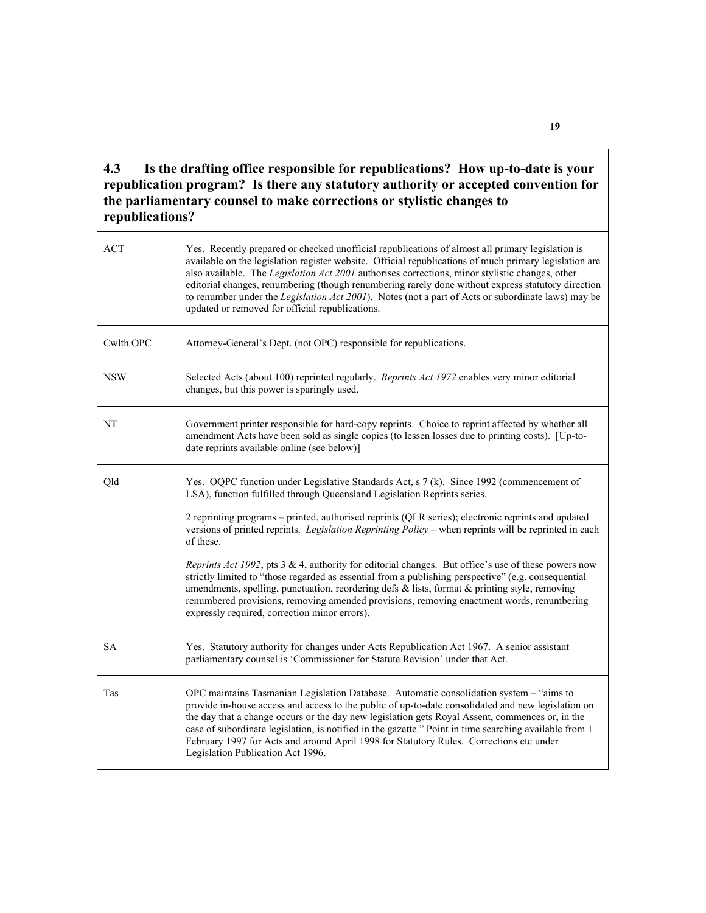## 4.3 Is the drafting office responsible for republications? How up-to-date is your republication program? Is there any statutory authority or accepted convention for the parliamentary counsel to make corrections or stylistic changes to republications?

| | |
|---|---|
| ACT | Yes. Recently prepared or checked unofficial republications of almost all primary legislation is available on the legislation register website. Official republications of much primary legislation are also available. The *Legislation Act 2001* authorises corrections, minor stylistic changes, other editorial changes, renumbering (though renumbering rarely done without express statutory direction to renumber under the *Legislation Act 2001*). Notes (not a part of Acts or subordinate laws) may be updated or removed for official republications. |
| Cwlth OPC | Attorney-General's Dept. (not OPC) responsible for republications. |
| NSW | Selected Acts (about 100) reprinted regularly. *Reprints Act 1972* enables very minor editorial changes, but this power is sparingly used. |
| NT | Government printer responsible for hard-copy reprints. Choice to reprint affected by whether all amendment Acts have been sold as single copies (to lessen losses due to printing costs). [Up-to-date reprints available online (see below)] |
| Qld | Yes. OQPC function under Legislative Standards Act, s 7 (k). Since 1992 (commencement of LSA), function fulfilled through Queensland Legislation Reprints series.<br><br>2 reprinting programs – printed, authorised reprints (QLR series); electronic reprints and updated versions of printed reprints. *Legislation Reprinting Policy* – when reprints will be reprinted in each of these.<br><br>*Reprints Act 1992*, pts 3 & 4, authority for editorial changes. But office's use of these powers now strictly limited to "those regarded as essential from a publishing perspective" (e.g. consequential amendments, spelling, punctuation, reordering defs & lists, format & printing style, removing renumbered provisions, removing amended provisions, removing enactment words, renumbering expressly required, correction minor errors). |
| SA | Yes. Statutory authority for changes under Acts Republication Act 1967. A senior assistant parliamentary counsel is 'Commissioner for Statute Revision' under that Act. |
| Tas | OPC maintains Tasmanian Legislation Database. Automatic consolidation system – "aims to provide in-house access and access to the public of up-to-date consolidated and new legislation on the day that a change occurs or the day new legislation gets Royal Assent, commences or, in the case of subordinate legislation, is notified in the gazette." Point in time searching available from 1 February 1997 for Acts and around April 1998 for Statutory Rules. Corrections etc under Legislation Publication Act 1996. |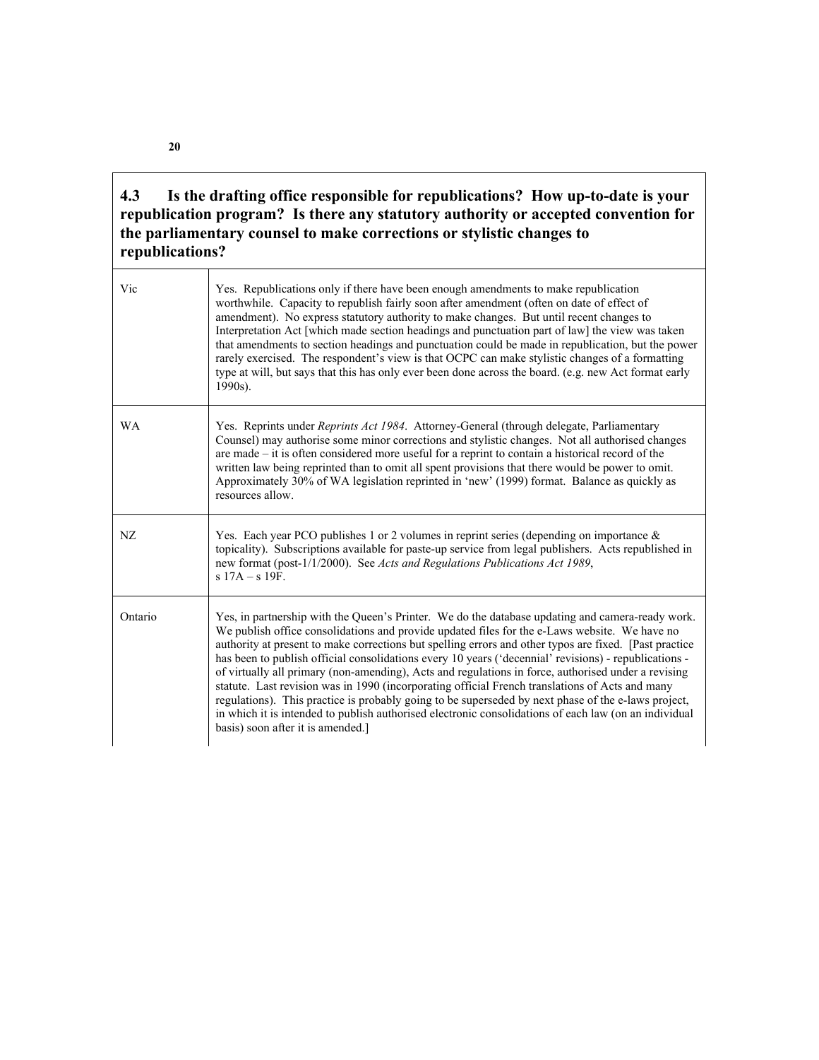## 4.3 Is the drafting office responsible for republications? How up-to-date is your republication program? Is there any statutory authority or accepted convention for the parliamentary counsel to make corrections or stylistic changes to republications?

| | |
|---|---|
| Vic | Yes. Republications only if there have been enough amendments to make republication worthwhile. Capacity to republish fairly soon after amendment (often on date of effect of amendment). No express statutory authority to make changes. But until recent changes to Interpretation Act [which made section headings and punctuation part of law] the view was taken that amendments to section headings and punctuation could be made in republication, but the power rarely exercised. The respondent's view is that OCPC can make stylistic changes of a formatting type at will, but says that this has only ever been done across the board. (e.g. new Act format early 1990s). |
| WA | Yes. Reprints under *Reprints Act 1984*. Attorney-General (through delegate, Parliamentary Counsel) may authorise some minor corrections and stylistic changes. Not all authorised changes are made – it is often considered more useful for a reprint to contain a historical record of the written law being reprinted than to omit all spent provisions that there would be power to omit. Approximately 30% of WA legislation reprinted in 'new' (1999) format. Balance as quickly as resources allow. |
| NZ | Yes. Each year PCO publishes 1 or 2 volumes in reprint series (depending on importance & topicality). Subscriptions available for paste-up service from legal publishers. Acts republished in new format (post-1/1/2000). See *Acts and Regulations Publications Act 1989*, s 17A – s 19F. |
| Ontario | Yes, in partnership with the Queen's Printer. We do the database updating and camera-ready work. We publish office consolidations and provide updated files for the e-Laws website. We have no authority at present to make corrections but spelling errors and other typos are fixed. [Past practice has been to publish official consolidations every 10 years ('decennial' revisions) - republications - of virtually all primary (non-amending), Acts and regulations in force, authorised under a revising statute. Last revision was in 1990 (incorporating official French translations of Acts and many regulations). This practice is probably going to be superseded by next phase of the e-laws project, in which it is intended to publish authorised electronic consolidations of each law (on an individual basis) soon after it is amended.] |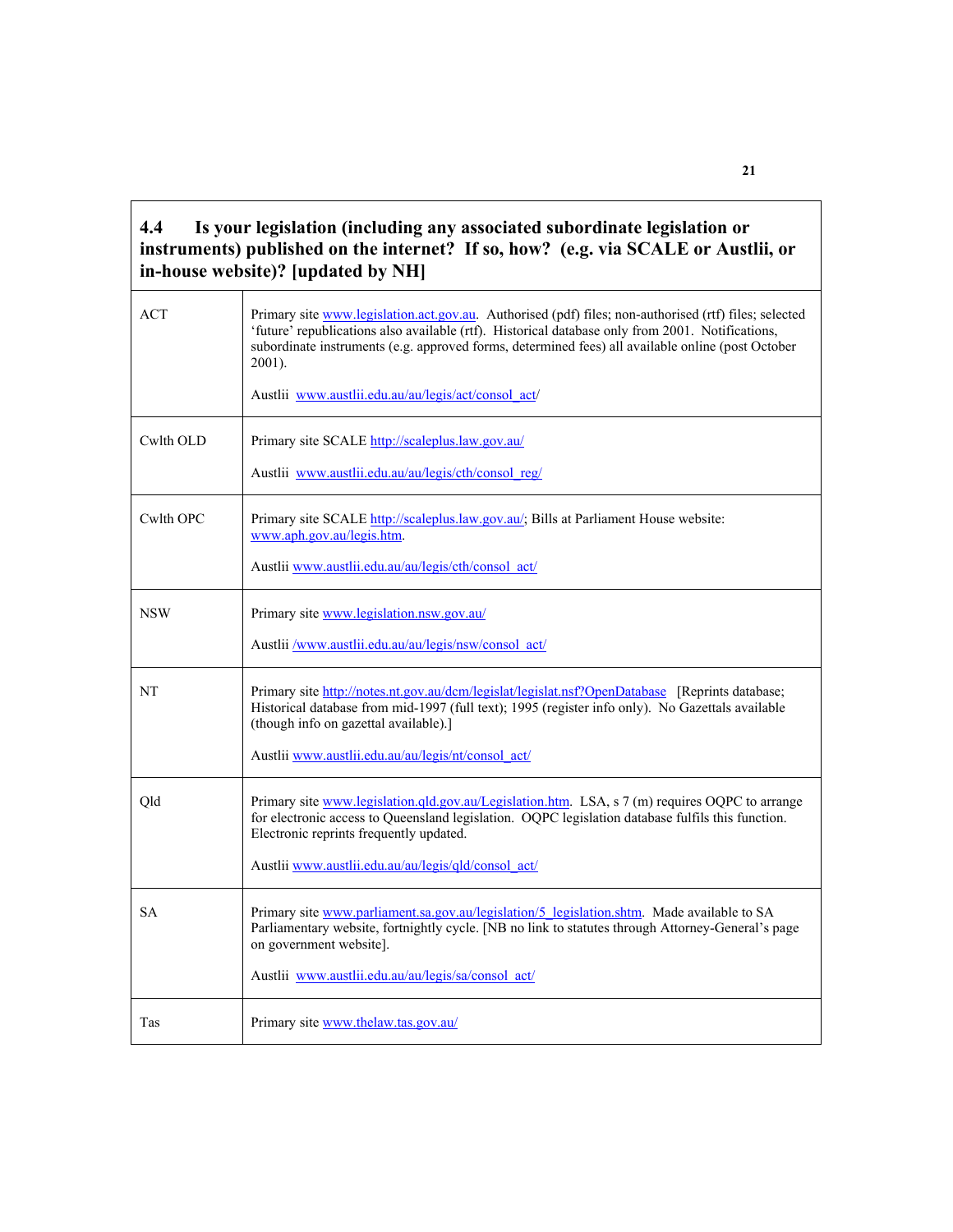| **4.4 Is your legislation (including any associated subordinate legislation or instruments) published on the internet? If so, how? (e.g. via SCALE or Austlii, or in-house website)? [updated by NH]** | |
|---|---|
| ACT | Primary site www.legislation.act.gov.au. Authorised (pdf) files; non-authorised (rtf) files; selected 'future' republications also available (rtf). Historical database only from 2001. Notifications, subordinate instruments (e.g. approved forms, determined fees) all available online (post October 2001).<br><br>Austlii www.austlii.edu.au/au/legis/act/consol_act/ |
| Cwlth OLD | Primary site SCALE http://scaleplus.law.gov.au/<br><br>Austlii www.austlii.edu.au/au/legis/cth/consol_reg/ |
| Cwlth OPC | Primary site SCALE http://scaleplus.law.gov.au/; Bills at Parliament House website: www.aph.gov.au/legis.htm.<br><br>Austlii www.austlii.edu.au/au/legis/cth/consol_act/ |
| NSW | Primary site www.legislation.nsw.gov.au/<br><br>Austlii /www.austlii.edu.au/au/legis/nsw/consol_act/ |
| NT | Primary site http://notes.nt.gov.au/dcm/legislat/legislat.nsf?OpenDatabase [Reprints database; Historical database from mid-1997 (full text); 1995 (register info only). No Gazettals available (though info on gazettal available).]<br><br>Austlii www.austlii.edu.au/au/legis/nt/consol_act/ |
| Qld | Primary site www.legislation.qld.gov.au/Legislation.htm. LSA, s 7 (m) requires OQPC to arrange for electronic access to Queensland legislation. OQPC legislation database fulfils this function. Electronic reprints frequently updated.<br><br>Austlii www.austlii.edu.au/au/legis/qld/consol_act/ |
| SA | Primary site www.parliament.sa.gov.au/legislation/5_legislation.shtm. Made available to SA Parliamentary website, fortnightly cycle. [NB no link to statutes through Attorney-General's page on government website].<br><br>Austlii www.austlii.edu.au/au/legis/sa/consol_act/ |
| Tas | Primary site www.thelaw.tas.gov.au/ |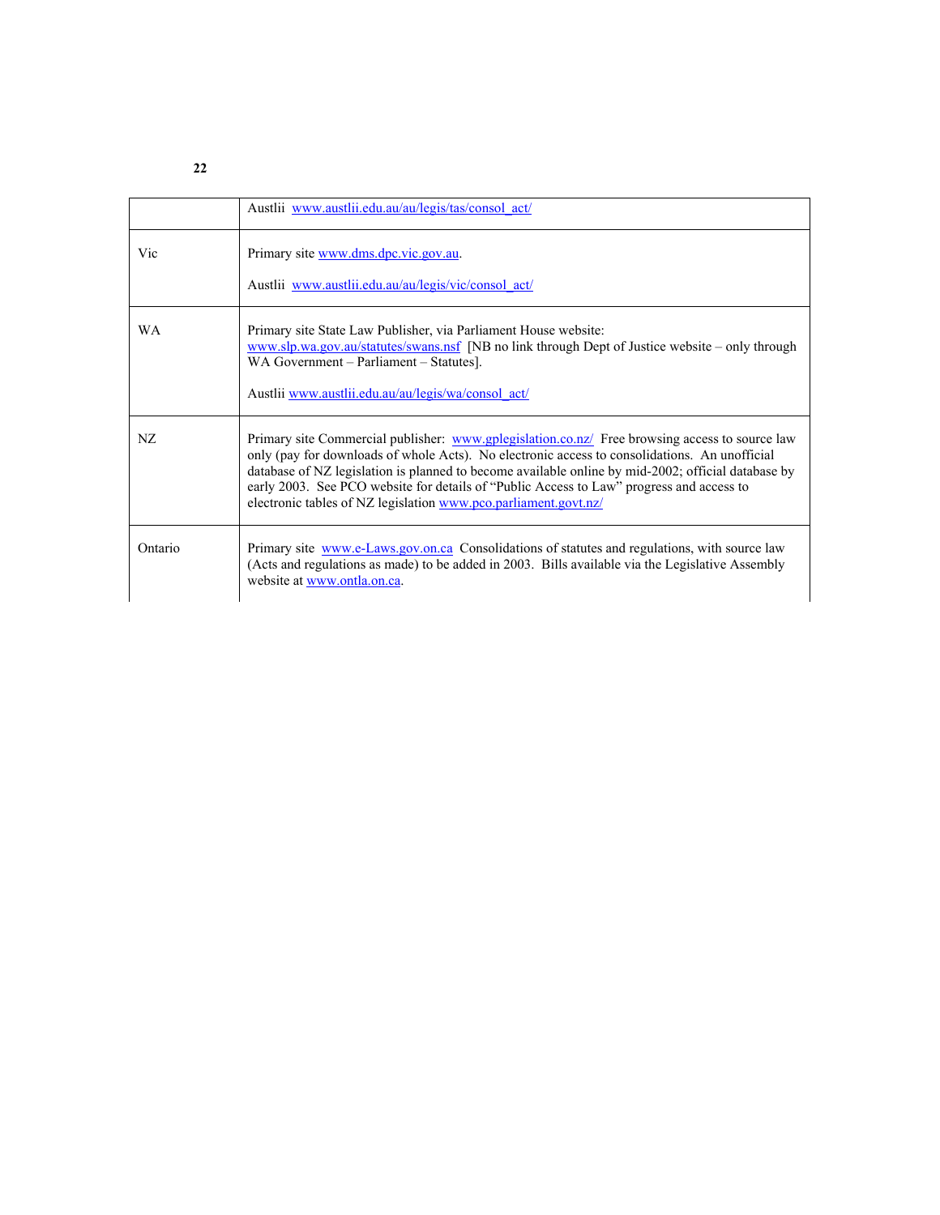| | |
|---|---|
| | Austlii www.austlii.edu.au/au/legis/tas/consol_act/ |
| Vic | Primary site www.dms.dpc.vic.gov.au.<br><br>Austlii www.austlii.edu.au/au/legis/vic/consol_act/ |
| WA | Primary site State Law Publisher, via Parliament House website: www.slp.wa.gov.au/statutes/swans.nsf [NB no link through Dept of Justice website – only through WA Government – Parliament – Statutes].<br><br>Austlii www.austlii.edu.au/au/legis/wa/consol_act/ |
| NZ | Primary site Commercial publisher: www.gplegislation.co.nz/ Free browsing access to source law only (pay for downloads of whole Acts). No electronic access to consolidations. An unofficial database of NZ legislation is planned to become available online by mid-2002; official database by early 2003. See PCO website for details of "Public Access to Law" progress and access to electronic tables of NZ legislation www.pco.parliament.govt.nz/ |
| Ontario | Primary site www.e-Laws.gov.on.ca Consolidations of statutes and regulations, with source law (Acts and regulations as made) to be added in 2003. Bills available via the Legislative Assembly website at www.ontla.on.ca. |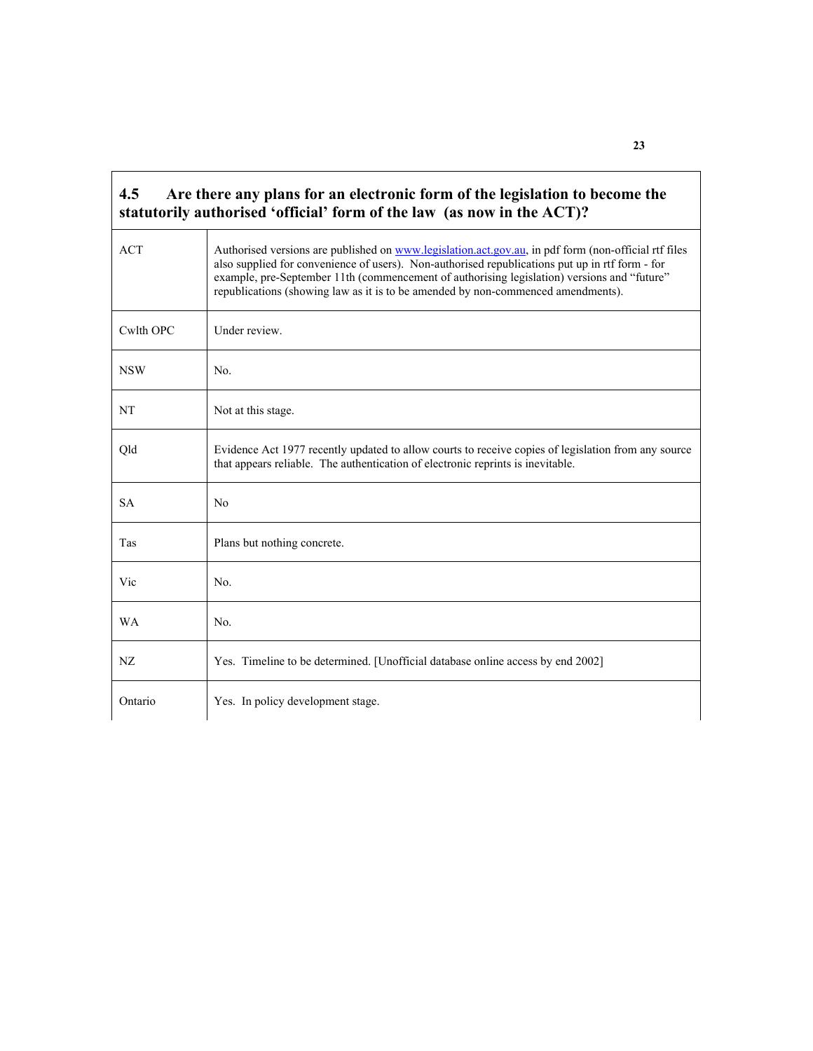## 4.5 Are there any plans for an electronic form of the legislation to become the statutorily authorised 'official' form of the law (as now in the ACT)?

| | |
|---|---|
| ACT | Authorised versions are published on www.legislation.act.gov.au, in pdf form (non-official rtf files also supplied for convenience of users). Non-authorised republications put up in rtf form - for example, pre-September 11th (commencement of authorising legislation) versions and "future" republications (showing law as it is to be amended by non-commenced amendments). |
| Cwlth OPC | Under review. |
| NSW | No. |
| NT | Not at this stage. |
| Qld | Evidence Act 1977 recently updated to allow courts to receive copies of legislation from any source that appears reliable. The authentication of electronic reprints is inevitable. |
| SA | No |
| Tas | Plans but nothing concrete. |
| Vic | No. |
| WA | No. |
| NZ | Yes. Timeline to be determined. [Unofficial database online access by end 2002] |
| Ontario | Yes. In policy development stage. |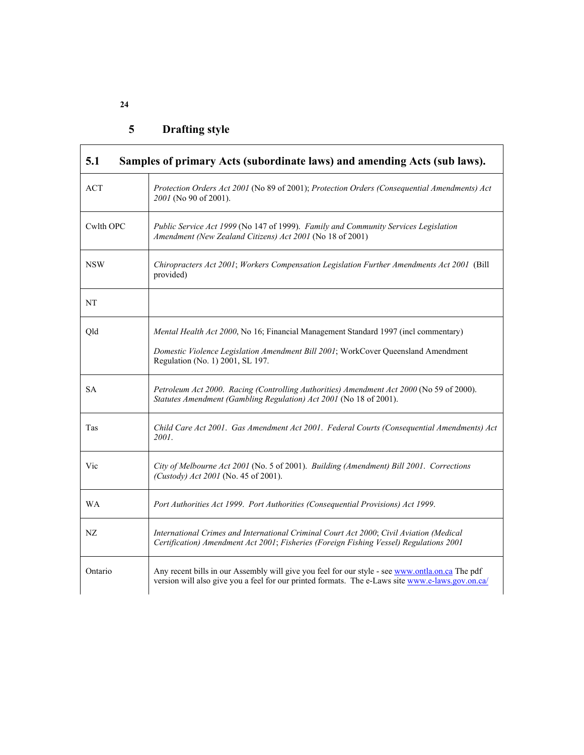# 5 Drafting style

| 5.1 Samples of primary Acts (subordinate laws) and amending Acts (sub laws). | |
|---|---|
| ACT | *Protection Orders Act 2001* (No 89 of 2001); *Protection Orders (Consequential Amendments) Act 2001* (No 90 of 2001). |
| Cwlth OPC | *Public Service Act 1999* (No 147 of 1999). *Family and Community Services Legislation Amendment (New Zealand Citizens) Act 2001* (No 18 of 2001) |
| NSW | *Chiropracters Act 2001*; *Workers Compensation Legislation Further Amendments Act 2001* (Bill provided) |
| NT | |
| Qld | *Mental Health Act 2000*, No 16; Financial Management Standard 1997 (incl commentary)<br><br>*Domestic Violence Legislation Amendment Bill 2001*; WorkCover Queensland Amendment Regulation (No. 1) 2001, SL 197. |
| SA | *Petroleum Act 2000*. *Racing (Controlling Authorities) Amendment Act 2000* (No 59 of 2000). *Statutes Amendment (Gambling Regulation) Act 2001* (No 18 of 2001). |
| Tas | *Child Care Act 2001*. *Gas Amendment Act 2001*. *Federal Courts (Consequential Amendments) Act 2001*. |
| Vic | *City of Melbourne Act 2001* (No. 5 of 2001). *Building (Amendment) Bill 2001*. *Corrections (Custody) Act 2001* (No. 45 of 2001). |
| WA | *Port Authorities Act 1999*. *Port Authorities (Consequential Provisions) Act 1999*. |
| NZ | *International Crimes and International Criminal Court Act 2000*; *Civil Aviation (Medical Certification) Amendment Act 2001*; *Fisheries (Foreign Fishing Vessel) Regulations 2001* |
| Ontario | Any recent bills in our Assembly will give you feel for our style - see www.ontla.on.ca The pdf version will also give you a feel for our printed formats. The e-Laws site www.e-laws.gov.on.ca/ |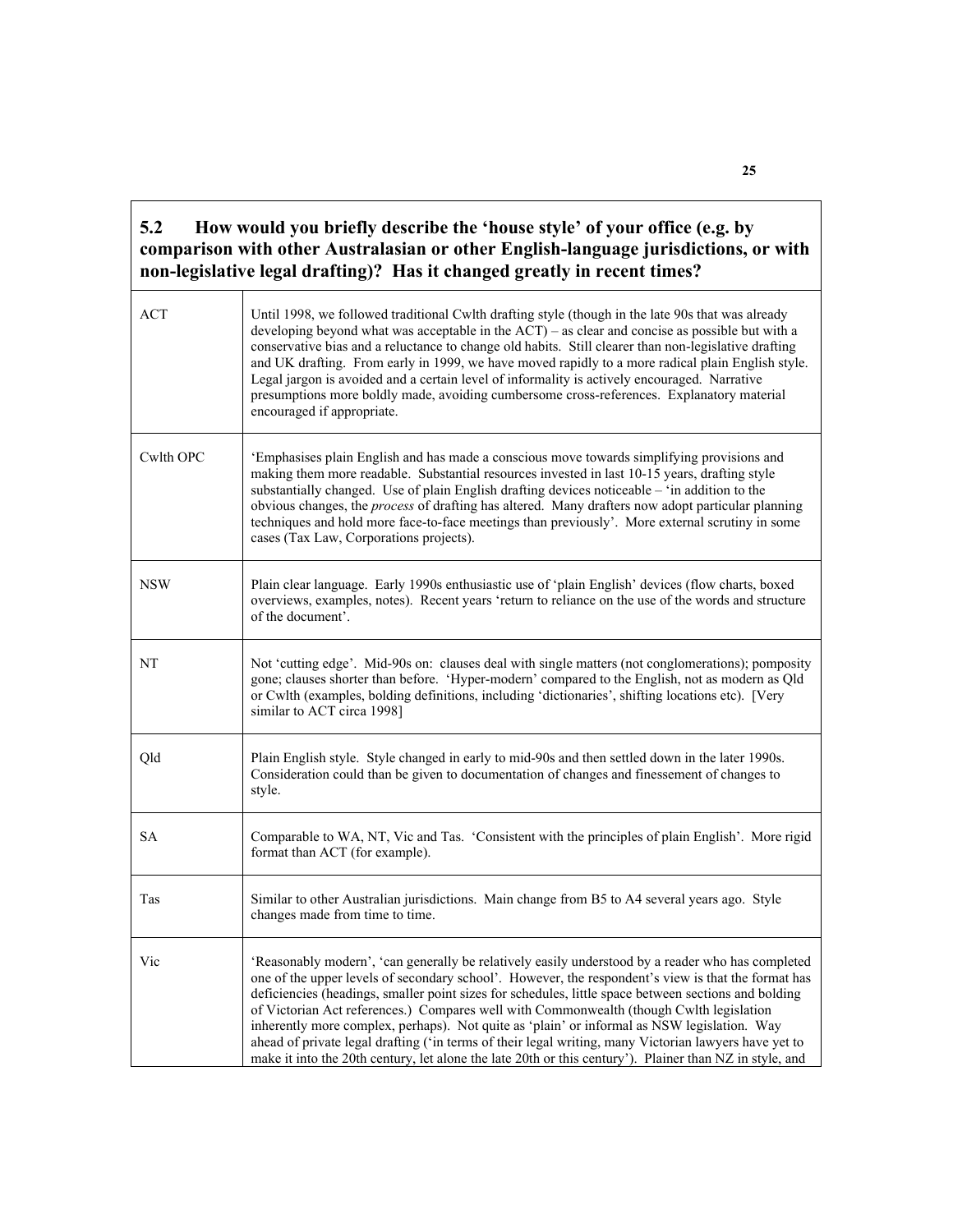| **5.2 How would you briefly describe the 'house style' of your office (e.g. by comparison with other Australasian or other English-language jurisdictions, or with non-legislative legal drafting)? Has it changed greatly in recent times?** | |
|---|---|
| ACT | Until 1998, we followed traditional Cwlth drafting style (though in the late 90s that was already developing beyond what was acceptable in the ACT) – as clear and concise as possible but with a conservative bias and a reluctance to change old habits. Still clearer than non-legislative drafting and UK drafting. From early in 1999, we have moved rapidly to a more radical plain English style. Legal jargon is avoided and a certain level of informality is actively encouraged. Narrative presumptions more boldly made, avoiding cumbersome cross-references. Explanatory material encouraged if appropriate. |
| Cwlth OPC | 'Emphasises plain English and has made a conscious move towards simplifying provisions and making them more readable. Substantial resources invested in last 10-15 years, drafting style substantially changed. Use of plain English drafting devices noticeable – 'in addition to the obvious changes, the *process* of drafting has altered. Many drafters now adopt particular planning techniques and hold more face-to-face meetings than previously'. More external scrutiny in some cases (Tax Law, Corporations projects). |
| NSW | Plain clear language. Early 1990s enthusiastic use of 'plain English' devices (flow charts, boxed overviews, examples, notes). Recent years 'return to reliance on the use of the words and structure of the document'. |
| NT | Not 'cutting edge'. Mid-90s on: clauses deal with single matters (not conglomerations); pomposity gone; clauses shorter than before. 'Hyper-modern' compared to the English, not as modern as Qld or Cwlth (examples, bolding definitions, including 'dictionaries', shifting locations etc). [Very similar to ACT circa 1998] |
| Qld | Plain English style. Style changed in early to mid-90s and then settled down in the later 1990s. Consideration could than be given to documentation of changes and finessement of changes to style. |
| SA | Comparable to WA, NT, Vic and Tas. 'Consistent with the principles of plain English'. More rigid format than ACT (for example). |
| Tas | Similar to other Australian jurisdictions. Main change from B5 to A4 several years ago. Style changes made from time to time. |
| Vic | 'Reasonably modern', 'can generally be relatively easily understood by a reader who has completed one of the upper levels of secondary school'. However, the respondent's view is that the format has deficiencies (headings, smaller point sizes for schedules, little space between sections and bolding of Victorian Act references.) Compares well with Commonwealth (though Cwlth legislation inherently more complex, perhaps). Not quite as 'plain' or informal as NSW legislation. Way ahead of private legal drafting ('in terms of their legal writing, many Victorian lawyers have yet to make it into the 20th century, let alone the late 20th or this century'). Plainer than NZ in style, and |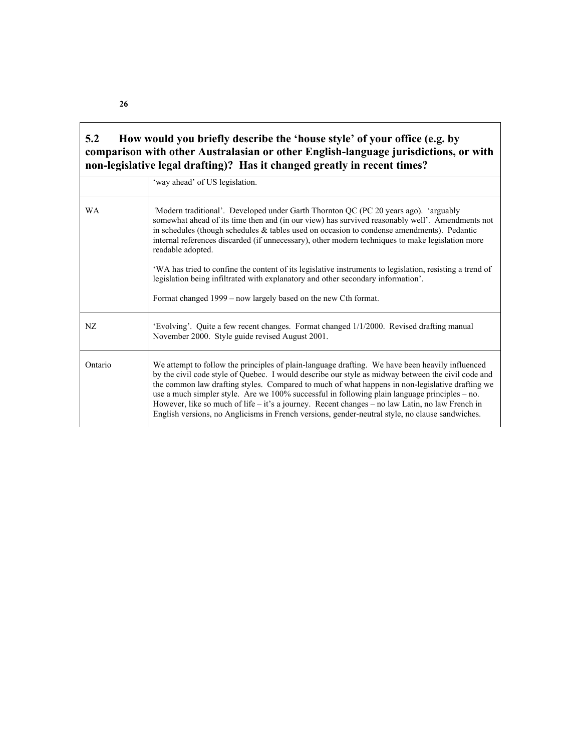## 5.2 How would you briefly describe the 'house style' of your office (e.g. by comparison with other Australasian or other English-language jurisdictions, or with non-legislative legal drafting)? Has it changed greatly in recent times?

| | |
|---|---|
| | 'way ahead' of US legislation. |
| WA | 'Modern traditional'. Developed under Garth Thornton QC (PC 20 years ago). 'arguably somewhat ahead of its time then and (in our view) has survived reasonably well'. Amendments not in schedules (though schedules & tables used on occasion to condense amendments). Pedantic internal references discarded (if unnecessary), other modern techniques to make legislation more readable adopted.<br><br>'WA has tried to confine the content of its legislative instruments to legislation, resisting a trend of legislation being infiltrated with explanatory and other secondary information'.<br><br>Format changed 1999 – now largely based on the new Cth format. |
| NZ | 'Evolving'. Quite a few recent changes. Format changed 1/1/2000. Revised drafting manual November 2000. Style guide revised August 2001. |
| Ontario | We attempt to follow the principles of plain-language drafting. We have been heavily influenced by the civil code style of Quebec. I would describe our style as midway between the civil code and the common law drafting styles. Compared to much of what happens in non-legislative drafting we use a much simpler style. Are we 100% successful in following plain language principles – no. However, like so much of life – it's a journey. Recent changes – no law Latin, no law French in English versions, no Anglicisms in French versions, gender-neutral style, no clause sandwiches. |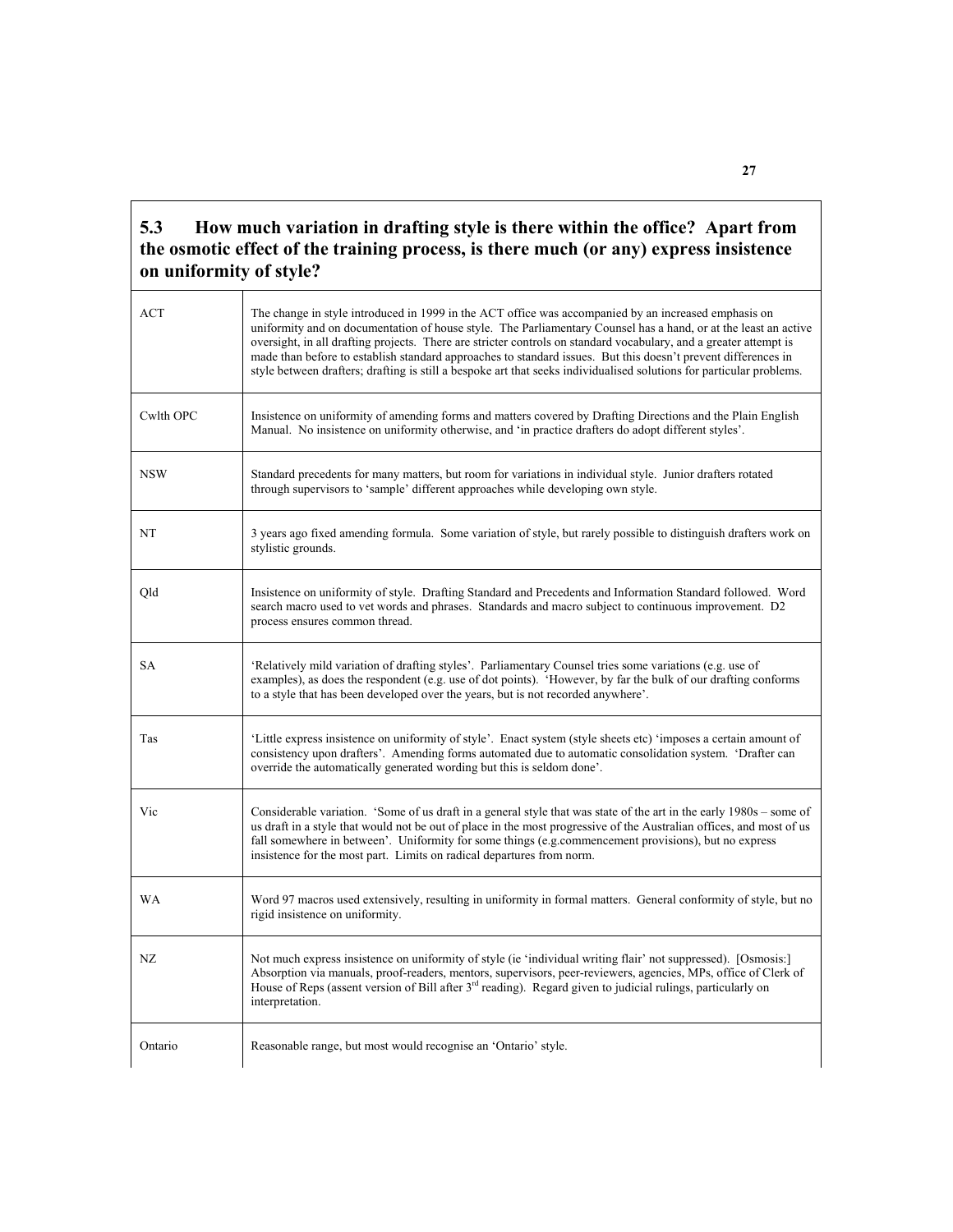## 5.3 How much variation in drafting style is there within the office? Apart from the osmotic effect of the training process, is there much (or any) express insistence on uniformity of style?

| | |
|---|---|
| ACT | The change in style introduced in 1999 in the ACT office was accompanied by an increased emphasis on uniformity and on documentation of house style. The Parliamentary Counsel has a hand, or at the least an active oversight, in all drafting projects. There are stricter controls on standard vocabulary, and a greater attempt is made than before to establish standard approaches to standard issues. But this doesn't prevent differences in style between drafters; drafting is still a bespoke art that seeks individualised solutions for particular problems. |
| Cwlth OPC | Insistence on uniformity of amending forms and matters covered by Drafting Directions and the Plain English Manual. No insistence on uniformity otherwise, and 'in practice drafters do adopt different styles'. |
| NSW | Standard precedents for many matters, but room for variations in individual style. Junior drafters rotated through supervisors to 'sample' different approaches while developing own style. |
| NT | 3 years ago fixed amending formula. Some variation of style, but rarely possible to distinguish drafters work on stylistic grounds. |
| Qld | Insistence on uniformity of style. Drafting Standard and Precedents and Information Standard followed. Word search macro used to vet words and phrases. Standards and macro subject to continuous improvement. D2 process ensures common thread. |
| SA | 'Relatively mild variation of drafting styles'. Parliamentary Counsel tries some variations (e.g. use of examples), as does the respondent (e.g. use of dot points). 'However, by far the bulk of our drafting conforms to a style that has been developed over the years, but is not recorded anywhere'. |
| Tas | 'Little express insistence on uniformity of style'. Enact system (style sheets etc) 'imposes a certain amount of consistency upon drafters'. Amending forms automated due to automatic consolidation system. 'Drafter can override the automatically generated wording but this is seldom done'. |
| Vic | Considerable variation. 'Some of us draft in a general style that was state of the art in the early 1980s – some of us draft in a style that would not be out of place in the most progressive of the Australian offices, and most of us fall somewhere in between'. Uniformity for some things (e.g.commencement provisions), but no express insistence for the most part. Limits on radical departures from norm. |
| WA | Word 97 macros used extensively, resulting in uniformity in formal matters. General conformity of style, but no rigid insistence on uniformity. |
| NZ | Not much express insistence on uniformity of style (ie 'individual writing flair' not suppressed). [Osmosis:] Absorption via manuals, proof-readers, mentors, supervisors, peer-reviewers, agencies, MPs, office of Clerk of House of Reps (assent version of Bill after 3rd reading). Regard given to judicial rulings, particularly on interpretation. |
| Ontario | Reasonable range, but most would recognise an 'Ontario' style. |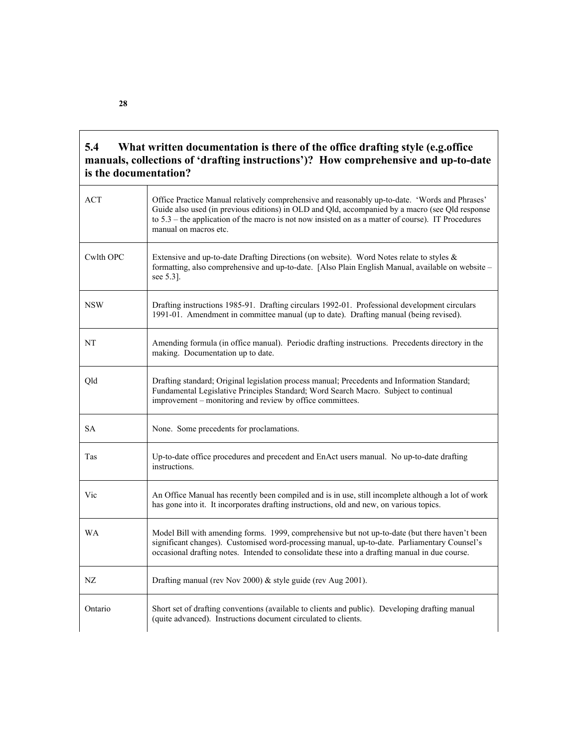## 5.4 What written documentation is there of the office drafting style (e.g.office manuals, collections of 'drafting instructions')? How comprehensive and up-to-date is the documentation?

| | |
|---|---|
| ACT | Office Practice Manual relatively comprehensive and reasonably up-to-date. 'Words and Phrases' Guide also used (in previous editions) in OLD and Qld, accompanied by a macro (see Qld response to 5.3 – the application of the macro is not now insisted on as a matter of course). IT Procedures manual on macros etc. |
| Cwlth OPC | Extensive and up-to-date Drafting Directions (on website). Word Notes relate to styles & formatting, also comprehensive and up-to-date. [Also Plain English Manual, available on website – see 5.3]. |
| NSW | Drafting instructions 1985-91. Drafting circulars 1992-01. Professional development circulars 1991-01. Amendment in committee manual (up to date). Drafting manual (being revised). |
| NT | Amending formula (in office manual). Periodic drafting instructions. Precedents directory in the making. Documentation up to date. |
| Qld | Drafting standard; Original legislation process manual; Precedents and Information Standard; Fundamental Legislative Principles Standard; Word Search Macro. Subject to continual improvement – monitoring and review by office committees. |
| SA | None. Some precedents for proclamations. |
| Tas | Up-to-date office procedures and precedent and EnAct users manual. No up-to-date drafting instructions. |
| Vic | An Office Manual has recently been compiled and is in use, still incomplete although a lot of work has gone into it. It incorporates drafting instructions, old and new, on various topics. |
| WA | Model Bill with amending forms. 1999, comprehensive but not up-to-date (but there haven't been significant changes). Customised word-processing manual, up-to-date. Parliamentary Counsel's occasional drafting notes. Intended to consolidate these into a drafting manual in due course. |
| NZ | Drafting manual (rev Nov 2000) & style guide (rev Aug 2001). |
| Ontario | Short set of drafting conventions (available to clients and public). Developing drafting manual (quite advanced). Instructions document circulated to clients. |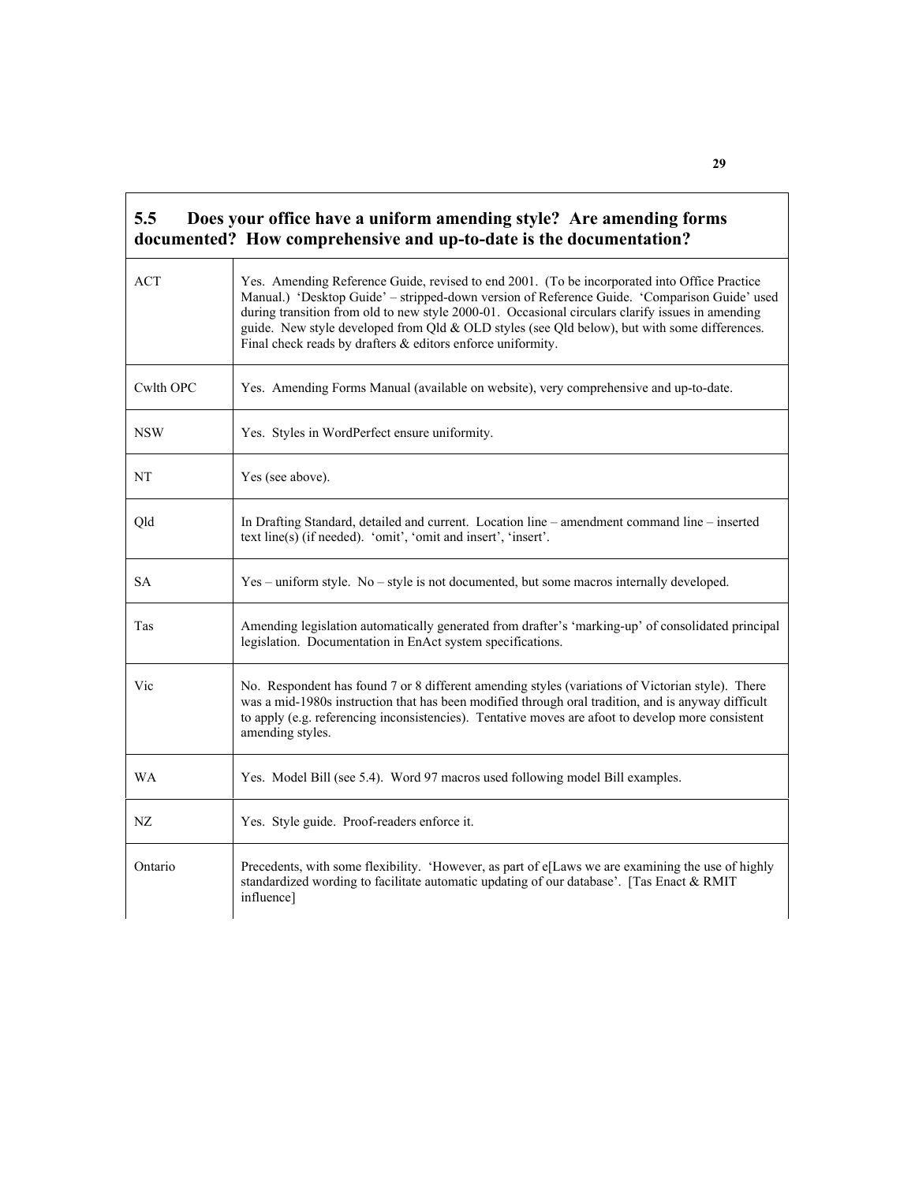### 5.5 Does your office have a uniform amending style? Are amending forms documented? How comprehensive and up-to-date is the documentation?

| | |
|---|---|
| ACT | Yes. Amending Reference Guide, revised to end 2001. (To be incorporated into Office Practice Manual.) 'Desktop Guide' – stripped-down version of Reference Guide. 'Comparison Guide' used during transition from old to new style 2000-01. Occasional circulars clarify issues in amending guide. New style developed from Qld & OLD styles (see Qld below), but with some differences. Final check reads by drafters & editors enforce uniformity. |
| Cwlth OPC | Yes. Amending Forms Manual (available on website), very comprehensive and up-to-date. |
| NSW | Yes. Styles in WordPerfect ensure uniformity. |
| NT | Yes (see above). |
| Qld | In Drafting Standard, detailed and current. Location line – amendment command line – inserted text line(s) (if needed). 'omit', 'omit and insert', 'insert'. |
| SA | Yes – uniform style. No – style is not documented, but some macros internally developed. |
| Tas | Amending legislation automatically generated from drafter's 'marking-up' of consolidated principal legislation. Documentation in EnAct system specifications. |
| Vic | No. Respondent has found 7 or 8 different amending styles (variations of Victorian style). There was a mid-1980s instruction that has been modified through oral tradition, and is anyway difficult to apply (e.g. referencing inconsistencies). Tentative moves are afoot to develop more consistent amending styles. |
| WA | Yes. Model Bill (see 5.4). Word 97 macros used following model Bill examples. |
| NZ | Yes. Style guide. Proof-readers enforce it. |
| Ontario | Precedents, with some flexibility. 'However, as part of e[Laws we are examining the use of highly standardized wording to facilitate automatic updating of our database'. [Tas Enact & RMIT influence] |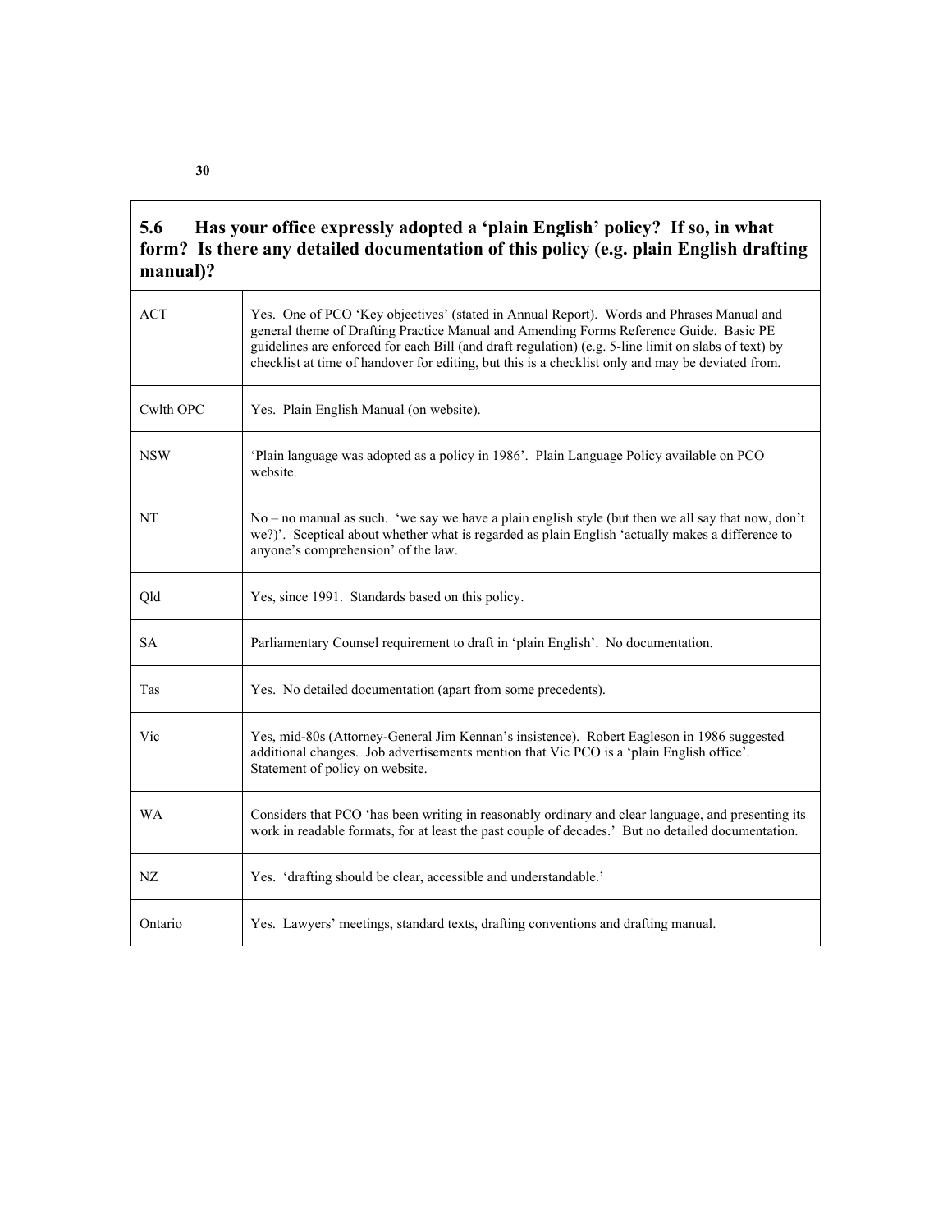| 5.6 Has your office expressly adopted a 'plain English' policy? If so, in what form? Is there any detailed documentation of this policy (e.g. plain English drafting manual)? | |
|---|---|
| ACT | Yes. One of PCO 'Key objectives' (stated in Annual Report). Words and Phrases Manual and general theme of Drafting Practice Manual and Amending Forms Reference Guide. Basic PE guidelines are enforced for each Bill (and draft regulation) (e.g. 5-line limit on slabs of text) by checklist at time of handover for editing, but this is a checklist only and may be deviated from. |
| Cwlth OPC | Yes. Plain English Manual (on website). |
| NSW | 'Plain language was adopted as a policy in 1986'. Plain Language Policy available on PCO website. |
| NT | No – no manual as such. 'we say we have a plain english style (but then we all say that now, don't we?)'. Sceptical about whether what is regarded as plain English 'actually makes a difference to anyone's comprehension' of the law. |
| Qld | Yes, since 1991. Standards based on this policy. |
| SA | Parliamentary Counsel requirement to draft in 'plain English'. No documentation. |
| Tas | Yes. No detailed documentation (apart from some precedents). |
| Vic | Yes, mid-80s (Attorney-General Jim Kennan's insistence). Robert Eagleson in 1986 suggested additional changes. Job advertisements mention that Vic PCO is a 'plain English office'. Statement of policy on website. |
| WA | Considers that PCO 'has been writing in reasonably ordinary and clear language, and presenting its work in readable formats, for at least the past couple of decades.' But no detailed documentation. |
| NZ | Yes. 'drafting should be clear, accessible and understandable.' |
| Ontario | Yes. Lawyers' meetings, standard texts, drafting conventions and drafting manual. |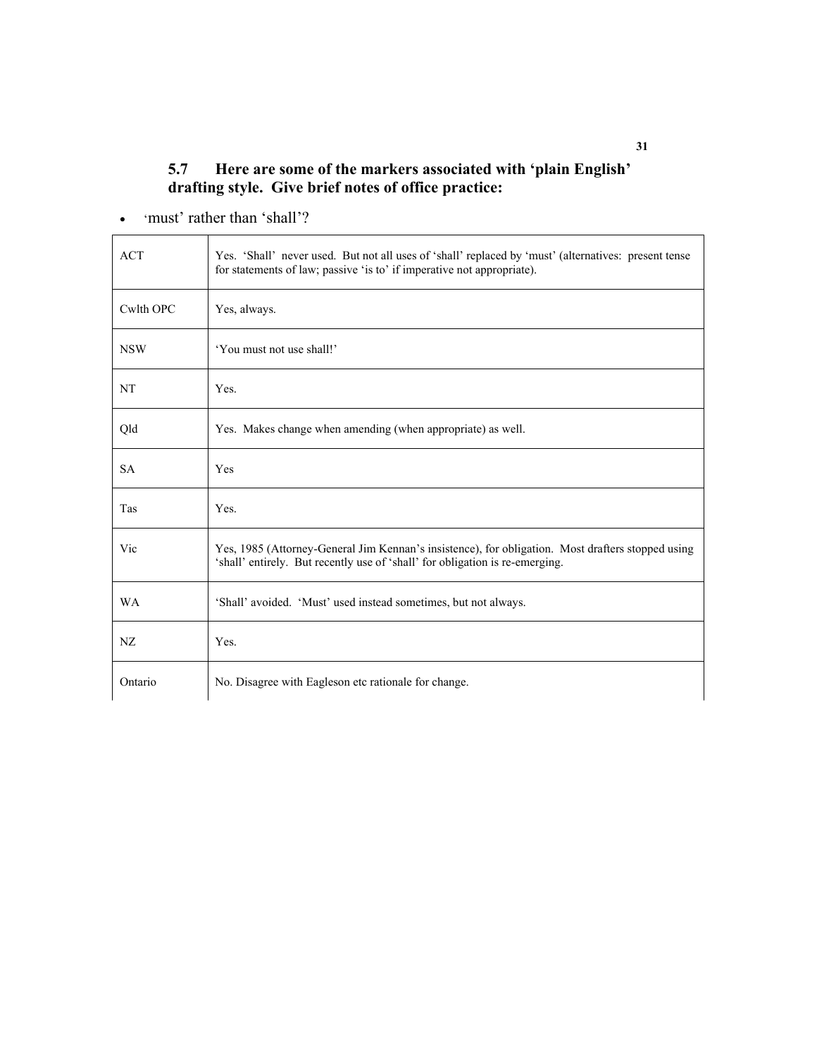### 5.7 Here are some of the markers associated with 'plain English' drafting style. Give brief notes of office practice:

- 'must' rather than 'shall'?

| | |
|---|---|
| ACT | Yes. 'Shall' never used. But not all uses of 'shall' replaced by 'must' (alternatives: present tense for statements of law; passive 'is to' if imperative not appropriate). |
| Cwlth OPC | Yes, always. |
| NSW | 'You must not use shall!' |
| NT | Yes. |
| Qld | Yes. Makes change when amending (when appropriate) as well. |
| SA | Yes |
| Tas | Yes. |
| Vic | Yes, 1985 (Attorney-General Jim Kennan's insistence), for obligation. Most drafters stopped using 'shall' entirely. But recently use of 'shall' for obligation is re-emerging. |
| WA | 'Shall' avoided. 'Must' used instead sometimes, but not always. |
| NZ | Yes. |
| Ontario | No. Disagree with Eagleson etc rationale for change. |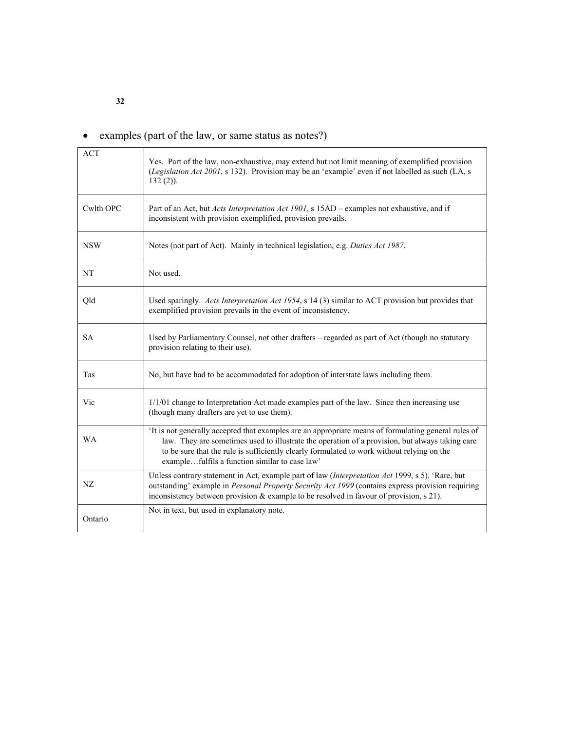- examples (part of the law, or same status as notes?)

| | |
|---|---|
| ACT | Yes. Part of the law, non-exhaustive, may extend but not limit meaning of exemplified provision (*Legislation Act 2001*, s 132). Provision may be an 'example' even if not labelled as such (LA, s 132 (2)). |
| Cwlth OPC | Part of an Act, but *Acts Interpretation Act 1901*, s 15AD – examples not exhaustive, and if inconsistent with provision exemplified, provision prevails. |
| NSW | Notes (not part of Act). Mainly in technical legislation, e.g. *Duties Act 1987*. |
| NT | Not used. |
| Qld | Used sparingly. *Acts Interpretation Act 1954*, s 14 (3) similar to ACT provision but provides that exemplified provision prevails in the event of inconsistency. |
| SA | Used by Parliamentary Counsel, not other drafters – regarded as part of Act (though no statutory provision relating to their use). |
| Tas | No, but have had to be accommodated for adoption of interstate laws including them. |
| Vic | 1/1/01 change to Interpretation Act made examples part of the law. Since then increasing use (though many drafters are yet to use them). |
| WA | 'It is not generally accepted that examples are an appropriate means of formulating general rules of law. They are sometimes used to illustrate the operation of a provision, but always taking care to be sure that the rule is sufficiently clearly formulated to work without relying on the example…fulfils a function similar to case law' |
| NZ | Unless contrary statement in Act, example part of law (*Interpretation Act* 1999, s 5). 'Rare, but outstanding' example in *Personal Property Security Act 1999* (contains express provision requiring inconsistency between provision & example to be resolved in favour of provision, s 21). |
| Ontario | Not in text, but used in explanatory note. |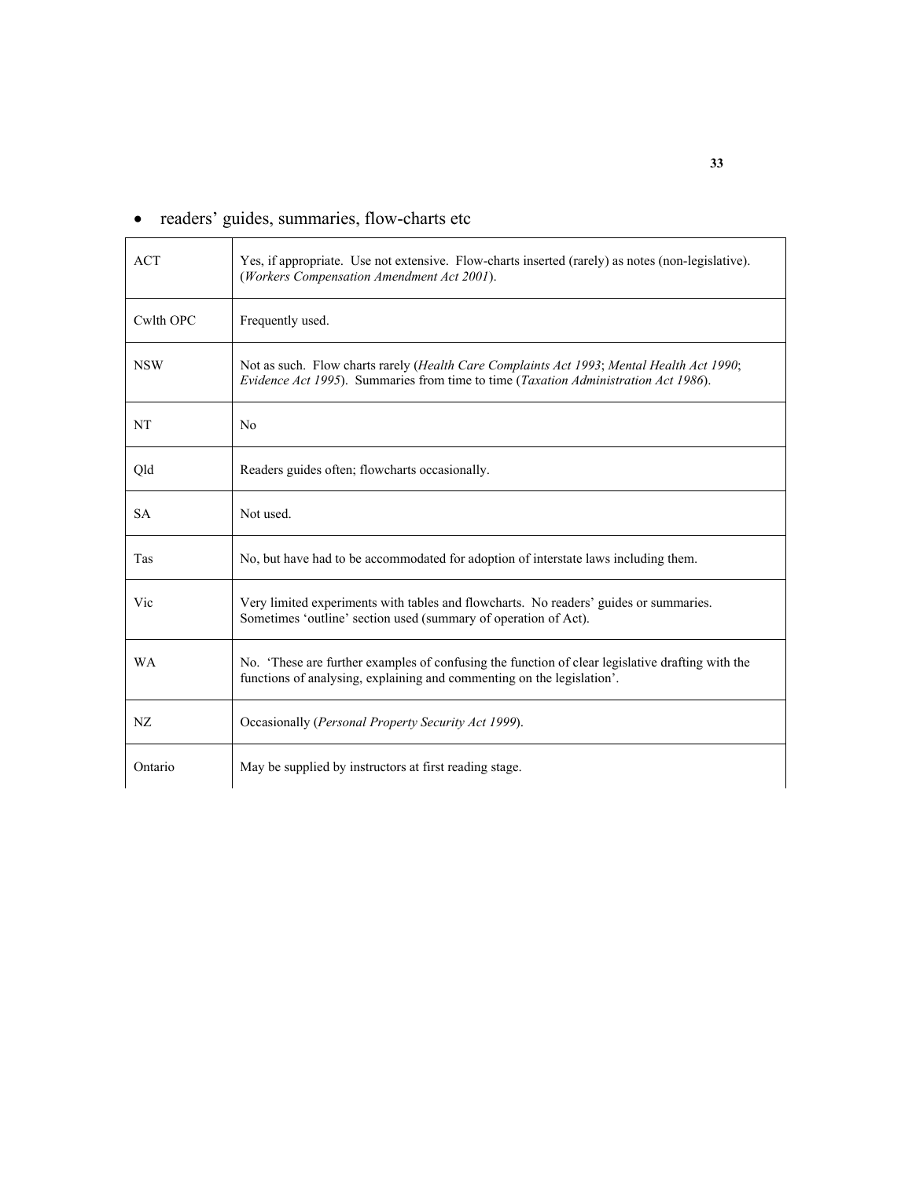- readers' guides, summaries, flow-charts etc

| | |
|---|---|
| ACT | Yes, if appropriate. Use not extensive. Flow-charts inserted (rarely) as notes (non-legislative). (*Workers Compensation Amendment Act 2001*). |
| Cwlth OPC | Frequently used. |
| NSW | Not as such. Flow charts rarely (*Health Care Complaints Act 1993*; *Mental Health Act 1990*; *Evidence Act 1995*). Summaries from time to time (*Taxation Administration Act 1986*). |
| NT | No |
| Qld | Readers guides often; flowcharts occasionally. |
| SA | Not used. |
| Tas | No, but have had to be accommodated for adoption of interstate laws including them. |
| Vic | Very limited experiments with tables and flowcharts. No readers' guides or summaries. Sometimes 'outline' section used (summary of operation of Act). |
| WA | No. 'These are further examples of confusing the function of clear legislative drafting with the functions of analysing, explaining and commenting on the legislation'. |
| NZ | Occasionally (*Personal Property Security Act 1999*). |
| Ontario | May be supplied by instructors at first reading stage. |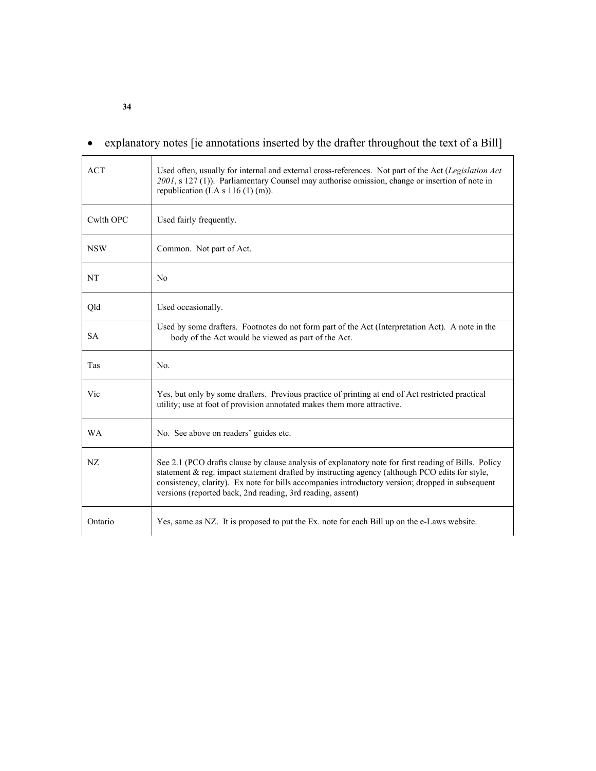- explanatory notes [ie annotations inserted by the drafter throughout the text of a Bill]

| | |
|---|---|
| ACT | Used often, usually for internal and external cross-references. Not part of the Act (*Legislation Act 2001*, s 127 (1)). Parliamentary Counsel may authorise omission, change or insertion of note in republication (LA s 116 (1) (m)). |
| Cwlth OPC | Used fairly frequently. |
| NSW | Common. Not part of Act. |
| NT | No |
| Qld | Used occasionally. |
| SA | Used by some drafters. Footnotes do not form part of the Act (Interpretation Act). A note in the body of the Act would be viewed as part of the Act. |
| Tas | No. |
| Vic | Yes, but only by some drafters. Previous practice of printing at end of Act restricted practical utility; use at foot of provision annotated makes them more attractive. |
| WA | No. See above on readers' guides etc. |
| NZ | See 2.1 (PCO drafts clause by clause analysis of explanatory note for first reading of Bills. Policy statement & reg. impact statement drafted by instructing agency (although PCO edits for style, consistency, clarity). Ex note for bills accompanies introductory version; dropped in subsequent versions (reported back, 2nd reading, 3rd reading, assent) |
| Ontario | Yes, same as NZ. It is proposed to put the Ex. note for each Bill up on the e-Laws website. |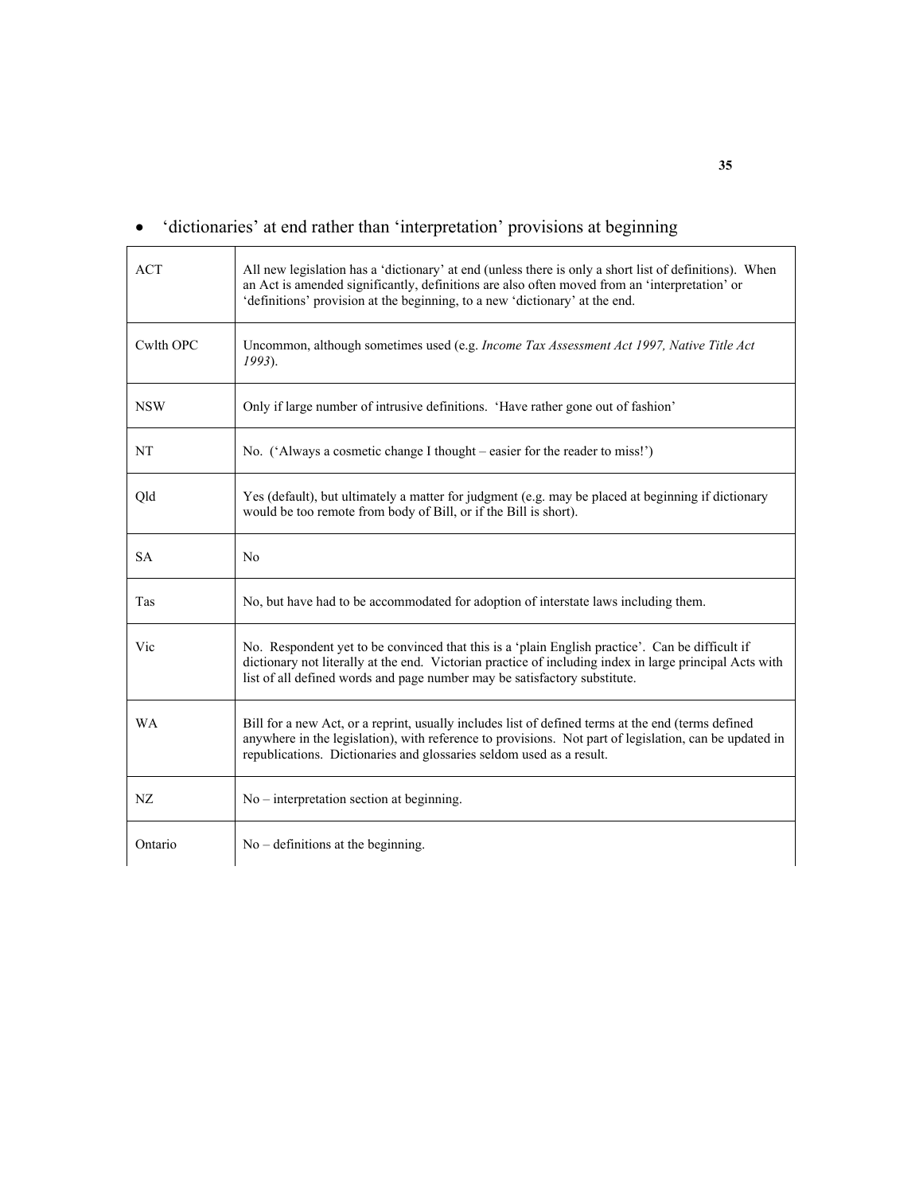- 'dictionaries' at end rather than 'interpretation' provisions at beginning

| | |
|---|---|
| ACT | All new legislation has a 'dictionary' at end (unless there is only a short list of definitions). When an Act is amended significantly, definitions are also often moved from an 'interpretation' or 'definitions' provision at the beginning, to a new 'dictionary' at the end. |
| Cwlth OPC | Uncommon, although sometimes used (e.g. *Income Tax Assessment Act 1997, Native Title Act 1993*). |
| NSW | Only if large number of intrusive definitions. 'Have rather gone out of fashion' |
| NT | No. ('Always a cosmetic change I thought – easier for the reader to miss!') |
| Qld | Yes (default), but ultimately a matter for judgment (e.g. may be placed at beginning if dictionary would be too remote from body of Bill, or if the Bill is short). |
| SA | No |
| Tas | No, but have had to be accommodated for adoption of interstate laws including them. |
| Vic | No. Respondent yet to be convinced that this is a 'plain English practice'. Can be difficult if dictionary not literally at the end. Victorian practice of including index in large principal Acts with list of all defined words and page number may be satisfactory substitute. |
| WA | Bill for a new Act, or a reprint, usually includes list of defined terms at the end (terms defined anywhere in the legislation), with reference to provisions. Not part of legislation, can be updated in republications. Dictionaries and glossaries seldom used as a result. |
| NZ | No – interpretation section at beginning. |
| Ontario | No – definitions at the beginning. |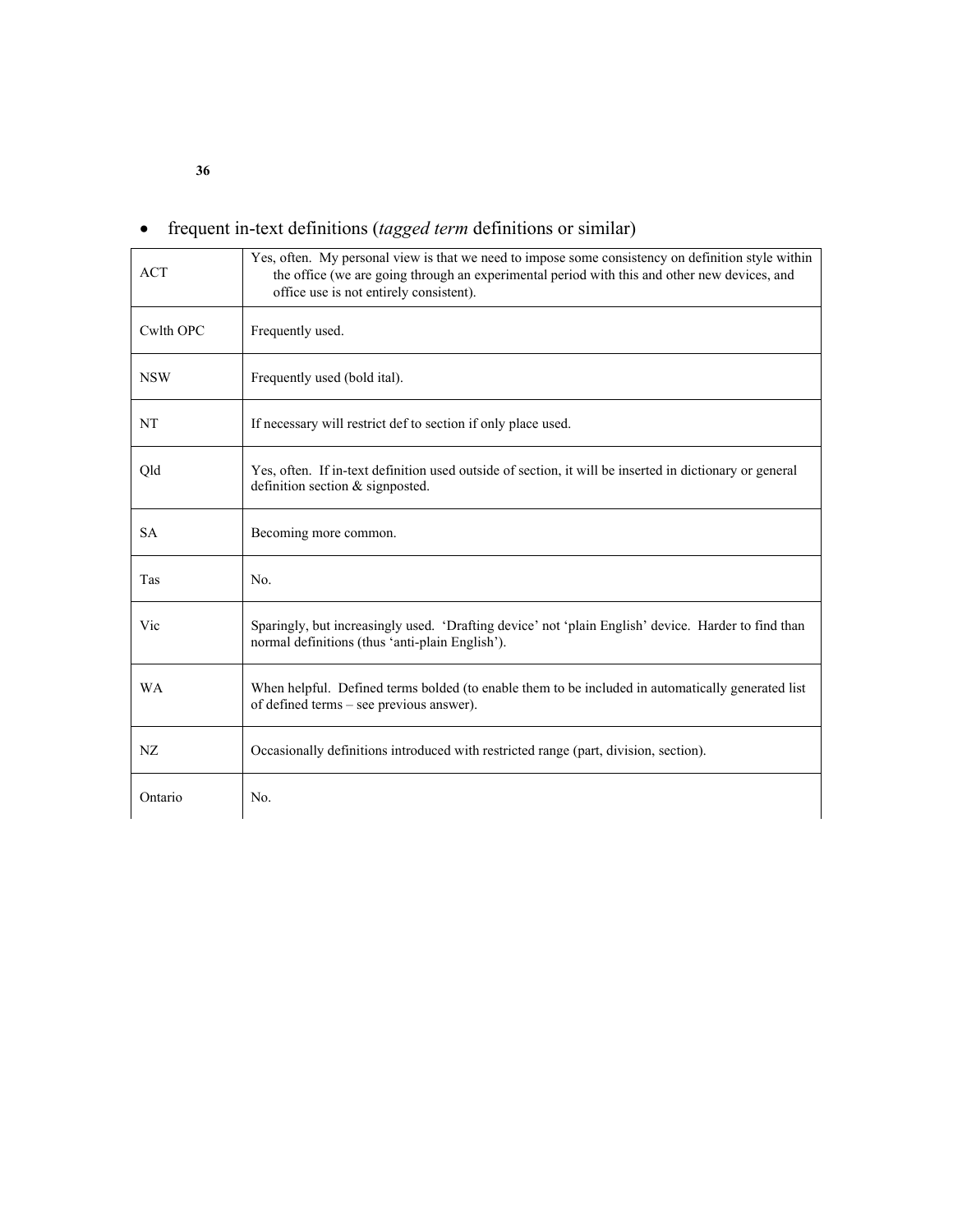- frequent in-text definitions (*tagged term* definitions or similar)

| | |
|---|---|
| ACT | Yes, often. My personal view is that we need to impose some consistency on definition style within the office (we are going through an experimental period with this and other new devices, and office use is not entirely consistent). |
| Cwlth OPC | Frequently used. |
| NSW | Frequently used (bold ital). |
| NT | If necessary will restrict def to section if only place used. |
| Qld | Yes, often. If in-text definition used outside of section, it will be inserted in dictionary or general definition section & signposted. |
| SA | Becoming more common. |
| Tas | No. |
| Vic | Sparingly, but increasingly used. 'Drafting device' not 'plain English' device. Harder to find than normal definitions (thus 'anti-plain English'). |
| WA | When helpful. Defined terms bolded (to enable them to be included in automatically generated list of defined terms – see previous answer). |
| NZ | Occasionally definitions introduced with restricted range (part, division, section). |
| Ontario | No. |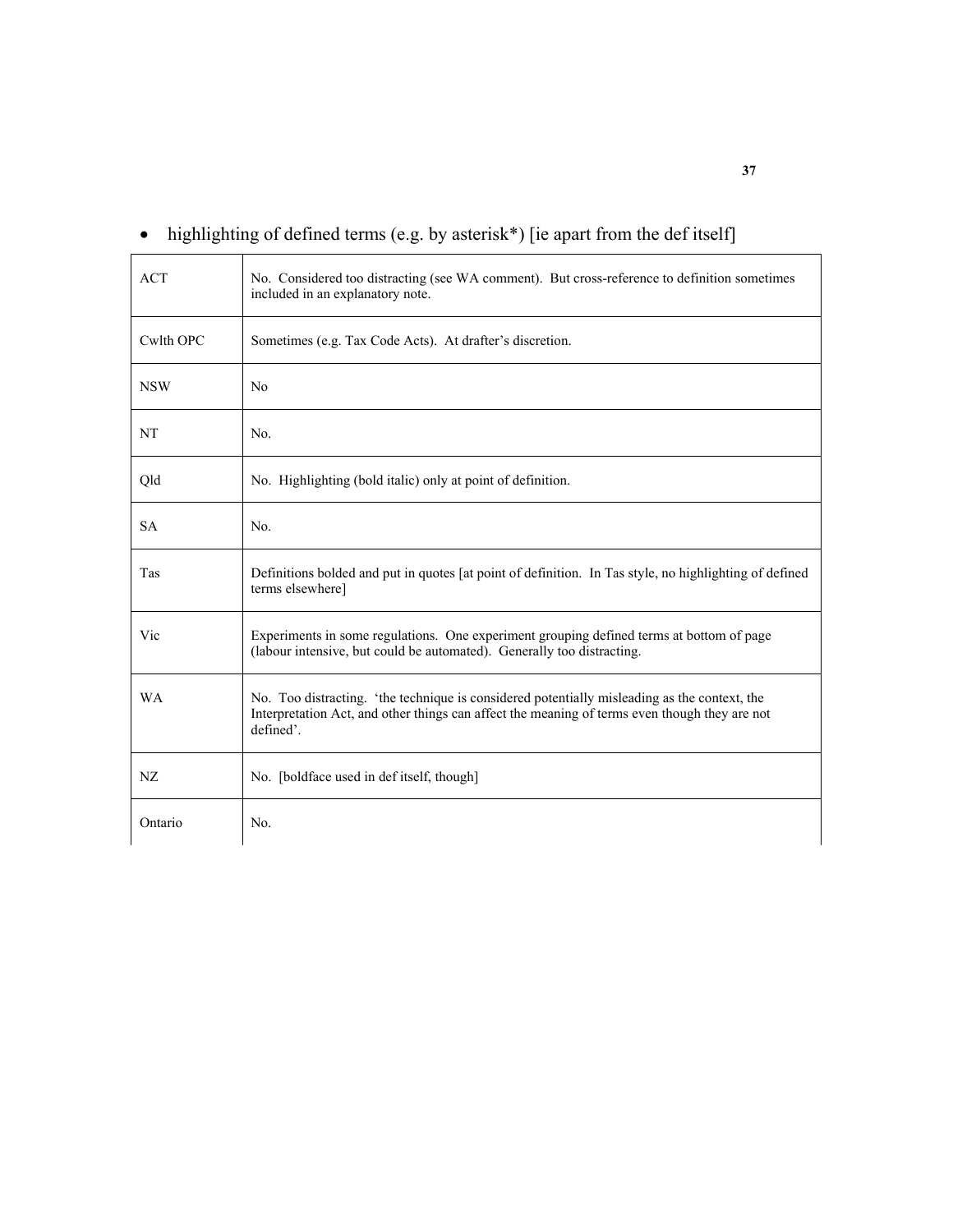- highlighting of defined terms (e.g. by asterisk*) [ie apart from the def itself]

| | |
|---|---|
| ACT | No. Considered too distracting (see WA comment). But cross-reference to definition sometimes included in an explanatory note. |
| Cwlth OPC | Sometimes (e.g. Tax Code Acts). At drafter's discretion. |
| NSW | No |
| NT | No. |
| Qld | No. Highlighting (bold italic) only at point of definition. |
| SA | No. |
| Tas | Definitions bolded and put in quotes [at point of definition. In Tas style, no highlighting of defined terms elsewhere] |
| Vic | Experiments in some regulations. One experiment grouping defined terms at bottom of page (labour intensive, but could be automated). Generally too distracting. |
| WA | No. Too distracting. 'the technique is considered potentially misleading as the context, the Interpretation Act, and other things can affect the meaning of terms even though they are not defined'. |
| NZ | No. [boldface used in def itself, though] |
| Ontario | No. |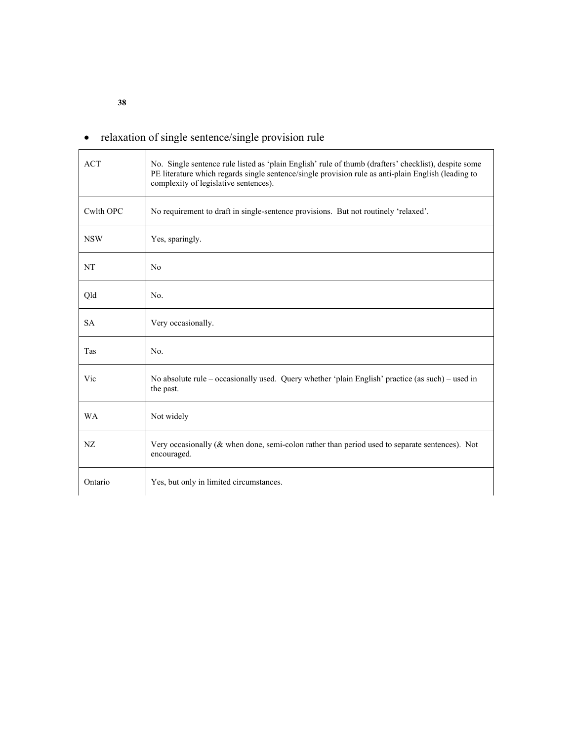- relaxation of single sentence/single provision rule

| | |
|---|---|
| ACT | No. Single sentence rule listed as 'plain English' rule of thumb (drafters' checklist), despite some PE literature which regards single sentence/single provision rule as anti-plain English (leading to complexity of legislative sentences). |
| Cwlth OPC | No requirement to draft in single-sentence provisions. But not routinely 'relaxed'. |
| NSW | Yes, sparingly. |
| NT | No |
| Qld | No. |
| SA | Very occasionally. |
| Tas | No. |
| Vic | No absolute rule – occasionally used. Query whether 'plain English' practice (as such) – used in the past. |
| WA | Not widely |
| NZ | Very occasionally (& when done, semi-colon rather than period used to separate sentences). Not encouraged. |
| Ontario | Yes, but only in limited circumstances. |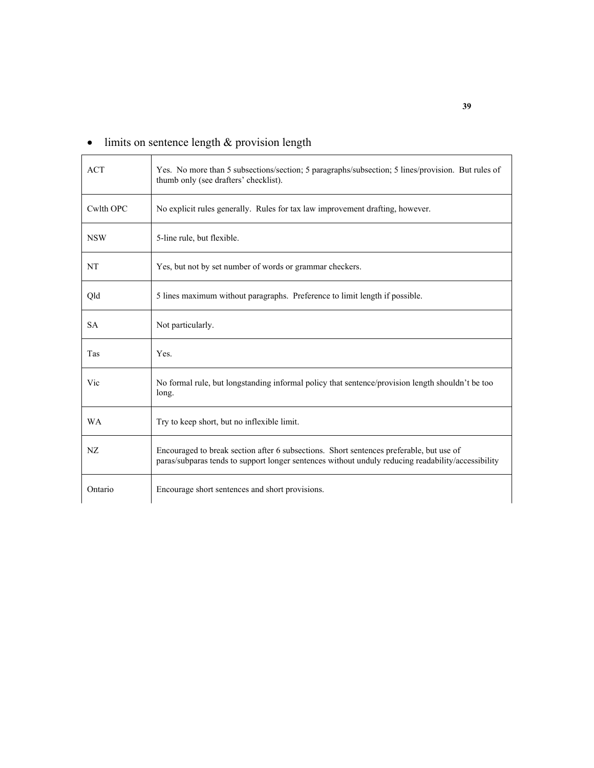- limits on sentence length & provision length

| | |
|---|---|
| ACT | Yes. No more than 5 subsections/section; 5 paragraphs/subsection; 5 lines/provision. But rules of thumb only (see drafters' checklist). |
| Cwlth OPC | No explicit rules generally. Rules for tax law improvement drafting, however. |
| NSW | 5-line rule, but flexible. |
| NT | Yes, but not by set number of words or grammar checkers. |
| Qld | 5 lines maximum without paragraphs. Preference to limit length if possible. |
| SA | Not particularly. |
| Tas | Yes. |
| Vic | No formal rule, but longstanding informal policy that sentence/provision length shouldn't be too long. |
| WA | Try to keep short, but no inflexible limit. |
| NZ | Encouraged to break section after 6 subsections. Short sentences preferable, but use of paras/subparas tends to support longer sentences without unduly reducing readability/accessibility |
| Ontario | Encourage short sentences and short provisions. |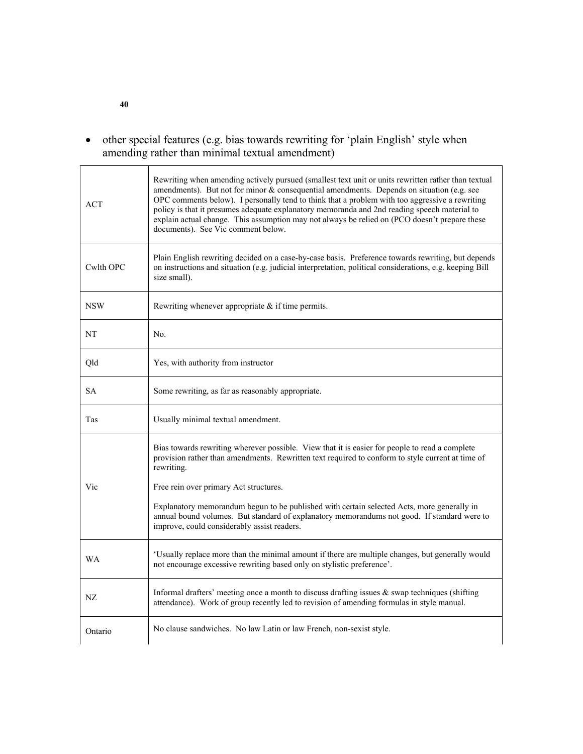- other special features (e.g. bias towards rewriting for 'plain English' style when amending rather than minimal textual amendment)

| | |
|---|---|
| ACT | Rewriting when amending actively pursued (smallest text unit or units rewritten rather than textual amendments). But not for minor & consequential amendments. Depends on situation (e.g. see OPC comments below). I personally tend to think that a problem with too aggressive a rewriting policy is that it presumes adequate explanatory memoranda and 2nd reading speech material to explain actual change. This assumption may not always be relied on (PCO doesn't prepare these documents). See Vic comment below. |
| Cwlth OPC | Plain English rewriting decided on a case-by-case basis. Preference towards rewriting, but depends on instructions and situation (e.g. judicial interpretation, political considerations, e.g. keeping Bill size small). |
| NSW | Rewriting whenever appropriate & if time permits. |
| NT | No. |
| Qld | Yes, with authority from instructor |
| SA | Some rewriting, as far as reasonably appropriate. |
| Tas | Usually minimal textual amendment. |
| Vic | Bias towards rewriting wherever possible. View that it is easier for people to read a complete provision rather than amendments. Rewritten text required to conform to style current at time of rewriting.<br><br>Free rein over primary Act structures.<br><br>Explanatory memorandum begun to be published with certain selected Acts, more generally in annual bound volumes. But standard of explanatory memorandums not good. If standard were to improve, could considerably assist readers. |
| WA | 'Usually replace more than the minimal amount if there are multiple changes, but generally would not encourage excessive rewriting based only on stylistic preference'. |
| NZ | Informal drafters' meeting once a month to discuss drafting issues & swap techniques (shifting attendance). Work of group recently led to revision of amending formulas in style manual. |
| Ontario | No clause sandwiches. No law Latin or law French, non-sexist style. |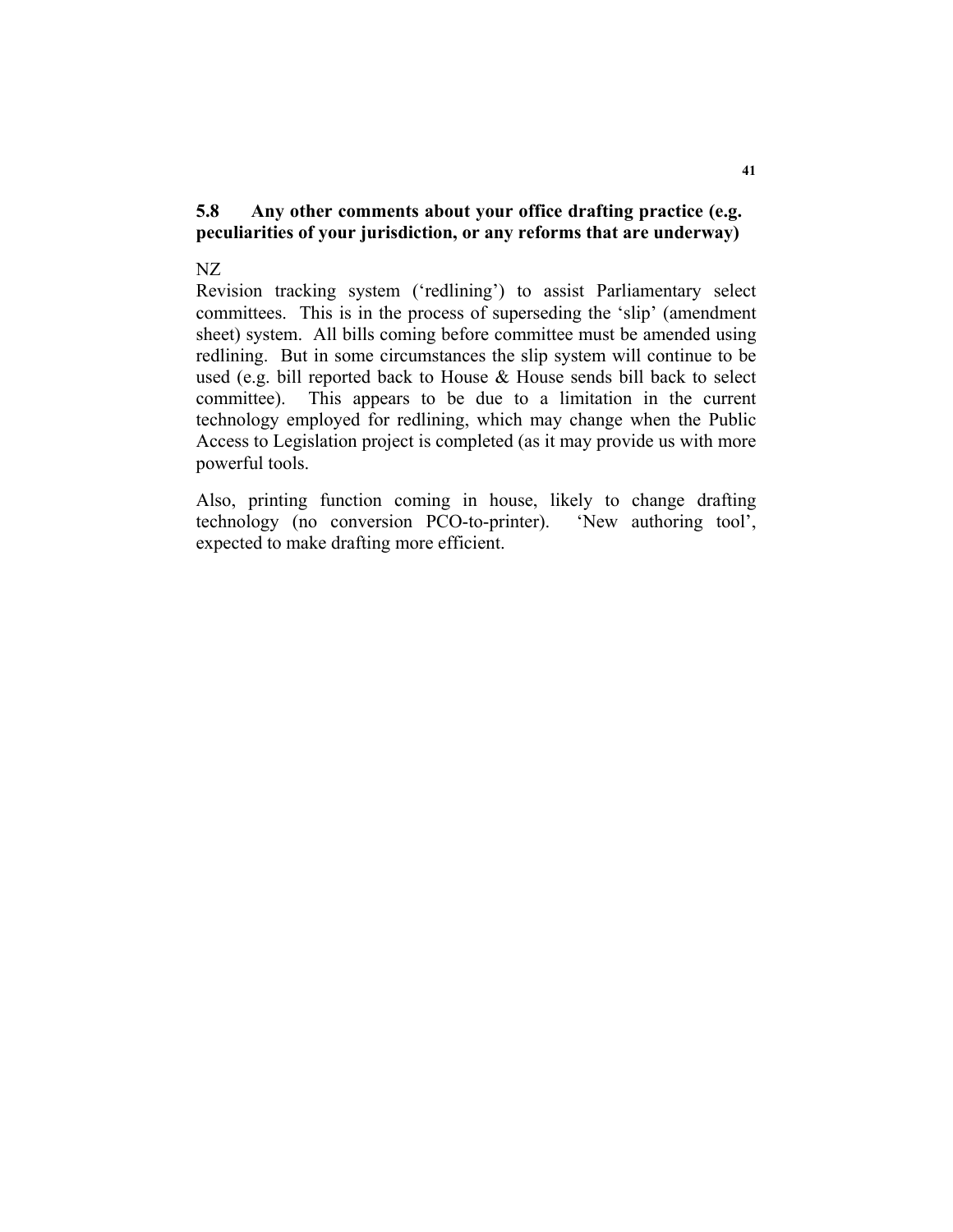## 5.8 Any other comments about your office drafting practice (e.g. peculiarities of your jurisdiction, or any reforms that are underway)

NZ

Revision tracking system ('redlining') to assist Parliamentary select committees. This is in the process of superseding the 'slip' (amendment sheet) system. All bills coming before committee must be amended using redlining. But in some circumstances the slip system will continue to be used (e.g. bill reported back to House & House sends bill back to select committee). This appears to be due to a limitation in the current technology employed for redlining, which may change when the Public Access to Legislation project is completed (as it may provide us with more powerful tools.

Also, printing function coming in house, likely to change drafting technology (no conversion PCO-to-printer). 'New authoring tool', expected to make drafting more efficient.